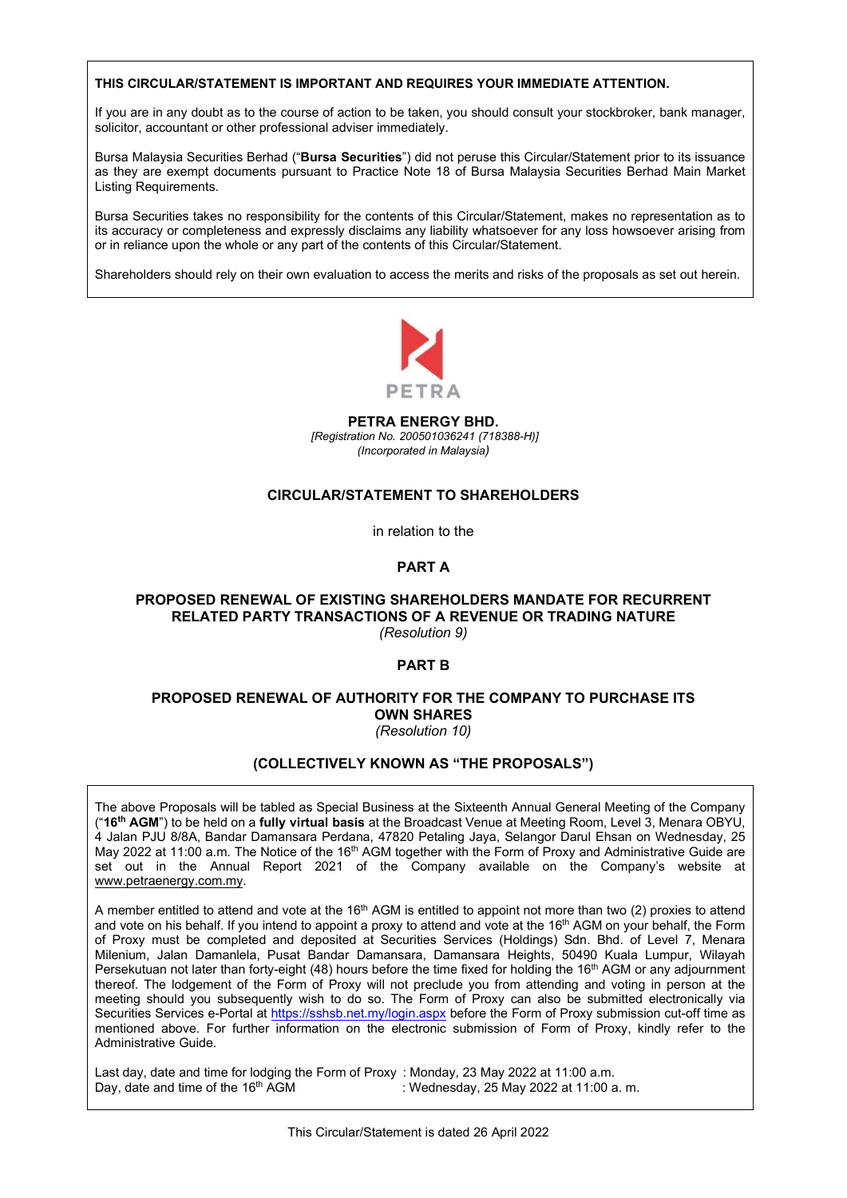**THIS CIRCULAR/STATEMENT IS IMPORTANT AND REQUIRES YOUR IMMEDIATE ATTENTION.**

If you are in any doubt as to the course of action to be taken, you should consult your stockbroker, bank manager, solicitor, accountant or other professional adviser immediately.

Bursa Malaysia Securities Berhad ("**Bursa Securities**") did not peruse this Circular/Statement prior to its issuance as they are exempt documents pursuant to Practice Note 18 of Bursa Malaysia Securities Berhad Main Market Listing Requirements.

Bursa Securities takes no responsibility for the contents of this Circular/Statement, makes no representation as to its accuracy or completeness and expressly disclaims any liability whatsoever for any loss howsoever arising from or in reliance upon the whole or any part of the contents of this Circular/Statement.

Shareholders should rely on their own evaluation to access the merits and risks of the proposals as set out herein.

PETRA

# PETRA ENERGY BHD.

*[Registration No. 200501036241 (718388-H)]*

*(Incorporated in Malaysia)*

## CIRCULAR/STATEMENT TO SHAREHOLDERS

in relation to the

## PART A

### PROPOSED RENEWAL OF EXISTING SHAREHOLDERS MANDATE FOR RECURRENT RELATED PARTY TRANSACTIONS OF A REVENUE OR TRADING NATURE

*(Resolution 9)*

## PART B

### PROPOSED RENEWAL OF AUTHORITY FOR THE COMPANY TO PURCHASE ITS OWN SHARES

*(Resolution 10)*

### (COLLECTIVELY KNOWN AS "THE PROPOSALS")

The above Proposals will be tabled as Special Business at the Sixteenth Annual General Meeting of the Company ("**16th AGM**") to be held on a **fully virtual basis** at the Broadcast Venue at Meeting Room, Level 3, Menara OBYU, 4 Jalan PJU 8/8A, Bandar Damansara Perdana, 47820 Petaling Jaya, Selangor Darul Ehsan on Wednesday, 25 May 2022 at 11:00 a.m. The Notice of the 16th AGM together with the Form of Proxy and Administrative Guide are set out in the Annual Report 2021 of the Company available on the Company's website at www.petraenergy.com.my.

A member entitled to attend and vote at the 16th AGM is entitled to appoint not more than two (2) proxies to attend and vote on his behalf. If you intend to appoint a proxy to attend and vote at the 16th AGM on your behalf, the Form of Proxy must be completed and deposited at Securities Services (Holdings) Sdn. Bhd. of Level 7, Menara Milenium, Jalan Damanlela, Pusat Bandar Damansara, Damansara Heights, 50490 Kuala Lumpur, Wilayah Persekutuan not later than forty-eight (48) hours before the time fixed for holding the 16th AGM or any adjournment thereof. The lodgement of the Form of Proxy will not preclude you from attending and voting in person at the meeting should you subsequently wish to do so. The Form of Proxy can also be submitted electronically via Securities Services e-Portal at https://sshsb.net.my/login.aspx before the Form of Proxy submission cut-off time as mentioned above. For further information on the electronic submission of Form of Proxy, kindly refer to the Administrative Guide.

Last day, date and time for lodging the Form of Proxy : Monday, 23 May 2022 at 11:00 a.m.
Day, date and time of the 16th AGM : Wednesday, 25 May 2022 at 11:00 a. m.

This Circular/Statement is dated 26 April 2022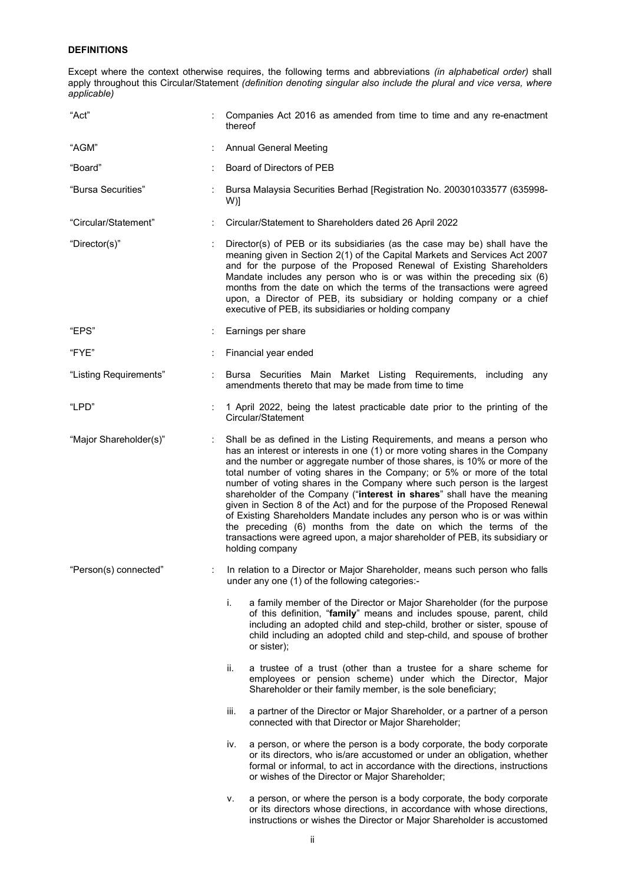**DEFINITIONS**

Except where the context otherwise requires, the following terms and abbreviations *(in alphabetical order)* shall apply throughout this Circular/Statement *(definition denoting singular also include the plural and vice versa, where applicable)*

| | | |
|---|---|---|
| "Act" | : | Companies Act 2016 as amended from time to time and any re-enactment thereof |
| "AGM" | : | Annual General Meeting |
| "Board" | : | Board of Directors of PEB |
| "Bursa Securities" | : | Bursa Malaysia Securities Berhad [Registration No. 200301033577 (635998-W)] |
| "Circular/Statement" | : | Circular/Statement to Shareholders dated 26 April 2022 |
| "Director(s)" | : | Director(s) of PEB or its subsidiaries (as the case may be) shall have the meaning given in Section 2(1) of the Capital Markets and Services Act 2007 and for the purpose of the Proposed Renewal of Existing Shareholders Mandate includes any person who is or was within the preceding six (6) months from the date on which the terms of the transactions were agreed upon, a Director of PEB, its subsidiary or holding company or a chief executive of PEB, its subsidiaries or holding company |
| "EPS" | : | Earnings per share |
| "FYE" | : | Financial year ended |
| "Listing Requirements" | : | Bursa Securities Main Market Listing Requirements, including any amendments thereto that may be made from time to time |
| "LPD" | : | 1 April 2022, being the latest practicable date prior to the printing of the Circular/Statement |
| "Major Shareholder(s)" | : | Shall be as defined in the Listing Requirements, and means a person who has an interest or interests in one (1) or more voting shares in the Company and the number or aggregate number of those shares, is 10% or more of the total number of voting shares in the Company; or 5% or more of the total number of voting shares in the Company where such person is the largest shareholder of the Company ("**interest in shares**" shall have the meaning given in Section 8 of the Act) and for the purpose of the Proposed Renewal of Existing Shareholders Mandate includes any person who is or was within the preceding (6) months from the date on which the terms of the transactions were agreed upon, a major shareholder of PEB, its subsidiary or holding company |
| "Person(s) connected" | : | In relation to a Director or Major Shareholder, means such person who falls under any one (1) of the following categories:- |

i. a family member of the Director or Major Shareholder (for the purpose of this definition, "**family**" means and includes spouse, parent, child including an adopted child and step-child, brother or sister, spouse of child including an adopted child and step-child, and spouse of brother or sister);

ii. a trustee of a trust (other than a trustee for a share scheme for employees or pension scheme) under which the Director, Major Shareholder or their family member, is the sole beneficiary;

iii. a partner of the Director or Major Shareholder, or a partner of a person connected with that Director or Major Shareholder;

iv. a person, or where the person is a body corporate, the body corporate or its directors, who is/are accustomed or under an obligation, whether formal or informal, to act in accordance with the directions, instructions or wishes of the Director or Major Shareholder;

v. a person, or where the person is a body corporate, the body corporate or its directors whose directions, in accordance with whose directions, instructions or wishes the Director or Major Shareholder is accustomed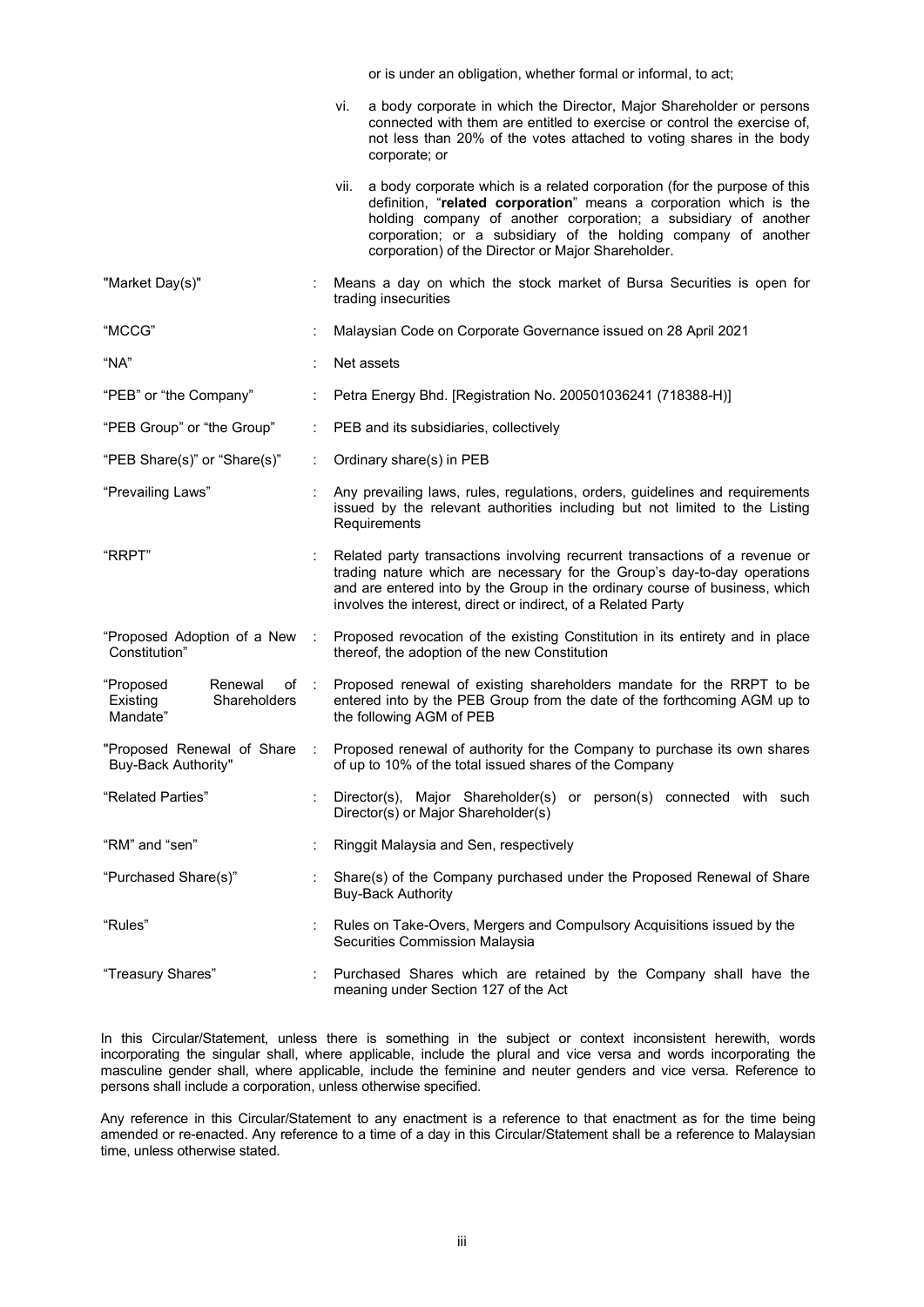| | | |
|---|---|---|
| | | or is under an obligation, whether formal or informal, to act; |
| | | vi. a body corporate in which the Director, Major Shareholder or persons connected with them are entitled to exercise or control the exercise of, not less than 20% of the votes attached to voting shares in the body corporate; or |
| | | vii. a body corporate which is a related corporation (for the purpose of this definition, "**related corporation**" means a corporation which is the holding company of another corporation; a subsidiary of another corporation; or a subsidiary of the holding company of another corporation) of the Director or Major Shareholder. |
| "Market Day(s)" | : | Means a day on which the stock market of Bursa Securities is open for trading insecurities |
| "MCCG" | : | Malaysian Code on Corporate Governance issued on 28 April 2021 |
| "NA" | : | Net assets |
| "PEB" or "the Company" | : | Petra Energy Bhd. [Registration No. 200501036241 (718388-H)] |
| "PEB Group" or "the Group" | : | PEB and its subsidiaries, collectively |
| "PEB Share(s)" or "Share(s)" | : | Ordinary share(s) in PEB |
| "Prevailing Laws" | : | Any prevailing laws, rules, regulations, orders, guidelines and requirements issued by the relevant authorities including but not limited to the Listing Requirements |
| "RRPT" | : | Related party transactions involving recurrent transactions of a revenue or trading nature which are necessary for the Group's day-to-day operations and are entered into by the Group in the ordinary course of business, which involves the interest, direct or indirect, of a Related Party |
| "Proposed Adoption of a New Constitution" | : | Proposed revocation of the existing Constitution in its entirety and in place thereof, the adoption of the new Constitution |
| "Proposed Renewal of Existing Shareholders Mandate" | : | Proposed renewal of existing shareholders mandate for the RRPT to be entered into by the PEB Group from the date of the forthcoming AGM up to the following AGM of PEB |
| "Proposed Renewal of Share Buy-Back Authority" | : | Proposed renewal of authority for the Company to purchase its own shares of up to 10% of the total issued shares of the Company |
| "Related Parties" | : | Director(s), Major Shareholder(s) or person(s) connected with such Director(s) or Major Shareholder(s) |
| "RM" and "sen" | : | Ringgit Malaysia and Sen, respectively |
| "Purchased Share(s)" | : | Share(s) of the Company purchased under the Proposed Renewal of Share Buy-Back Authority |
| "Rules" | : | Rules on Take-Overs, Mergers and Compulsory Acquisitions issued by the Securities Commission Malaysia |
| "Treasury Shares" | : | Purchased Shares which are retained by the Company shall have the meaning under Section 127 of the Act |

In this Circular/Statement, unless there is something in the subject or context inconsistent herewith, words incorporating the singular shall, where applicable, include the plural and vice versa and words incorporating the masculine gender shall, where applicable, include the feminine and neuter genders and vice versa. Reference to persons shall include a corporation, unless otherwise specified.

Any reference in this Circular/Statement to any enactment is a reference to that enactment as for the time being amended or re-enacted. Any reference to a time of a day in this Circular/Statement shall be a reference to Malaysian time, unless otherwise stated.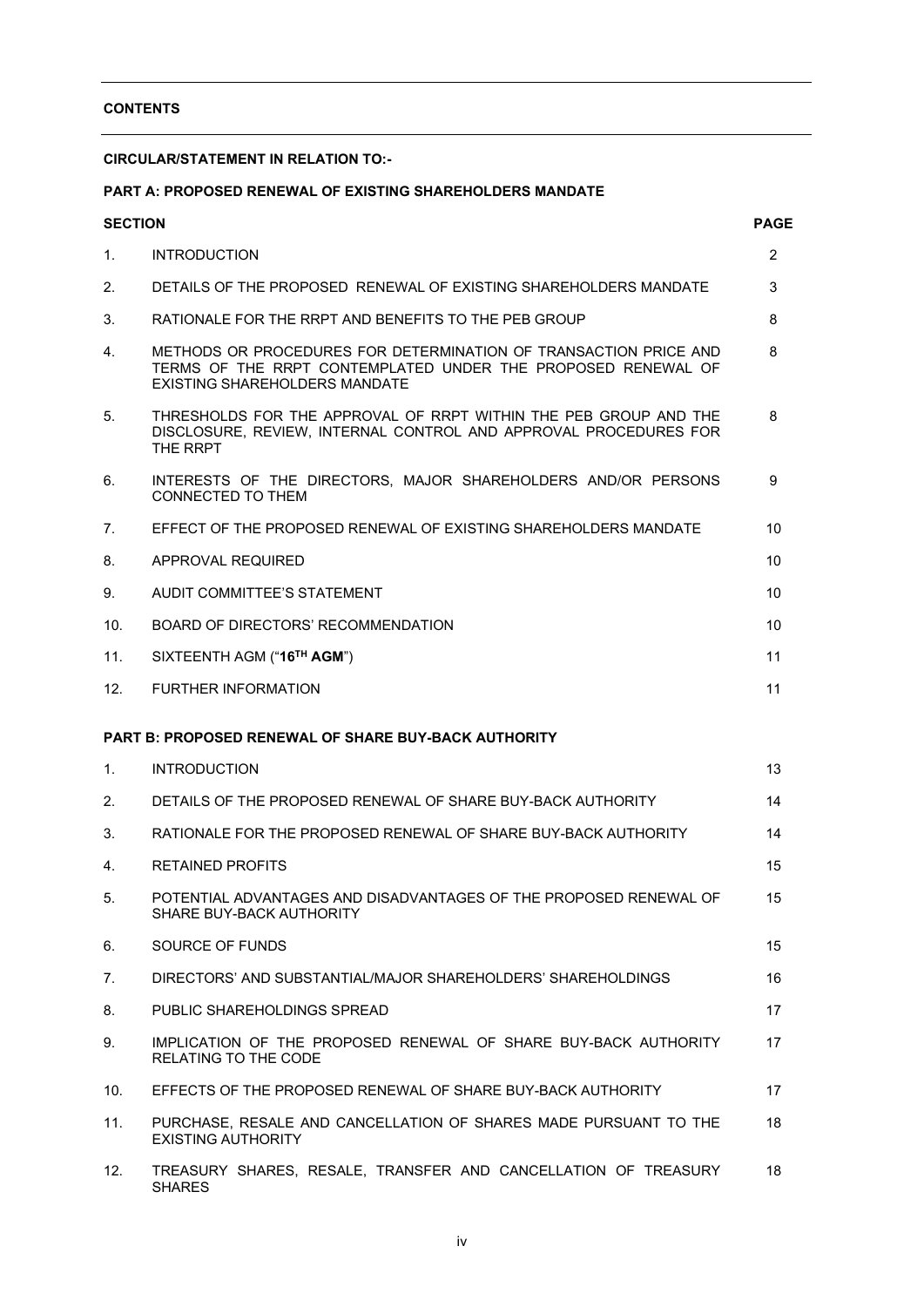**CONTENTS**

**CIRCULAR/STATEMENT IN RELATION TO:-**

**PART A: PROPOSED RENEWAL OF EXISTING SHAREHOLDERS MANDATE**

| **SECTION** | | **PAGE** |
|---|---|---|
| 1. | INTRODUCTION | 2 |
| 2. | DETAILS OF THE PROPOSED RENEWAL OF EXISTING SHAREHOLDERS MANDATE | 3 |
| 3. | RATIONALE FOR THE RRPT AND BENEFITS TO THE PEB GROUP | 8 |
| 4. | METHODS OR PROCEDURES FOR DETERMINATION OF TRANSACTION PRICE AND TERMS OF THE RRPT CONTEMPLATED UNDER THE PROPOSED RENEWAL OF EXISTING SHAREHOLDERS MANDATE | 8 |
| 5. | THRESHOLDS FOR THE APPROVAL OF RRPT WITHIN THE PEB GROUP AND THE DISCLOSURE, REVIEW, INTERNAL CONTROL AND APPROVAL PROCEDURES FOR THE RRPT | 8 |
| 6. | INTERESTS OF THE DIRECTORS, MAJOR SHAREHOLDERS AND/OR PERSONS CONNECTED TO THEM | 9 |
| 7. | EFFECT OF THE PROPOSED RENEWAL OF EXISTING SHAREHOLDERS MANDATE | 10 |
| 8. | APPROVAL REQUIRED | 10 |
| 9. | AUDIT COMMITTEE'S STATEMENT | 10 |
| 10. | BOARD OF DIRECTORS' RECOMMENDATION | 10 |
| 11. | SIXTEENTH AGM ("**16TH AGM**") | 11 |
| 12. | FURTHER INFORMATION | 11 |

**PART B: PROPOSED RENEWAL OF SHARE BUY-BACK AUTHORITY**

| | | |
|---|---|---|
| 1. | INTRODUCTION | 13 |
| 2. | DETAILS OF THE PROPOSED RENEWAL OF SHARE BUY-BACK AUTHORITY | 14 |
| 3. | RATIONALE FOR THE PROPOSED RENEWAL OF SHARE BUY-BACK AUTHORITY | 14 |
| 4. | RETAINED PROFITS | 15 |
| 5. | POTENTIAL ADVANTAGES AND DISADVANTAGES OF THE PROPOSED RENEWAL OF SHARE BUY-BACK AUTHORITY | 15 |
| 6. | SOURCE OF FUNDS | 15 |
| 7. | DIRECTORS' AND SUBSTANTIAL/MAJOR SHAREHOLDERS' SHAREHOLDINGS | 16 |
| 8. | PUBLIC SHAREHOLDINGS SPREAD | 17 |
| 9. | IMPLICATION OF THE PROPOSED RENEWAL OF SHARE BUY-BACK AUTHORITY RELATING TO THE CODE | 17 |
| 10. | EFFECTS OF THE PROPOSED RENEWAL OF SHARE BUY-BACK AUTHORITY | 17 |
| 11. | PURCHASE, RESALE AND CANCELLATION OF SHARES MADE PURSUANT TO THE EXISTING AUTHORITY | 18 |
| 12. | TREASURY SHARES, RESALE, TRANSFER AND CANCELLATION OF TREASURY SHARES | 18 |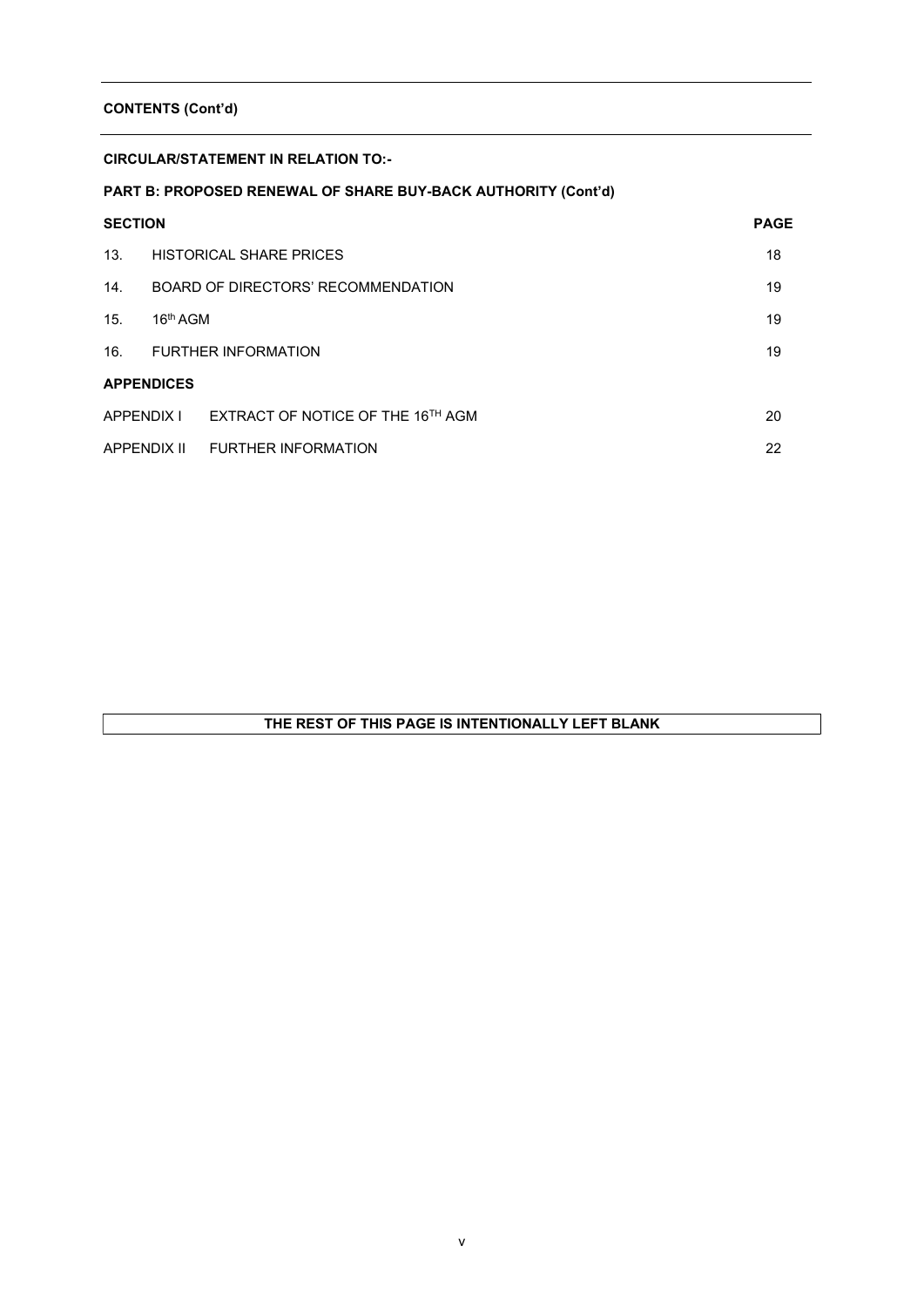**CONTENTS (Cont'd)**

**CIRCULAR/STATEMENT IN RELATION TO:-**

**PART B: PROPOSED RENEWAL OF SHARE BUY-BACK AUTHORITY (Cont'd)**

| **SECTION** | | **PAGE** |
|---|---|---|
| 13. | HISTORICAL SHARE PRICES | 18 |
| 14. | BOARD OF DIRECTORS' RECOMMENDATION | 19 |
| 15. | 16th AGM | 19 |
| 16. | FURTHER INFORMATION | 19 |
| **APPENDICES** | | |
| APPENDIX I | EXTRACT OF NOTICE OF THE 16TH AGM | 20 |
| APPENDIX II | FURTHER INFORMATION | 22 |

**THE REST OF THIS PAGE IS INTENTIONALLY LEFT BLANK**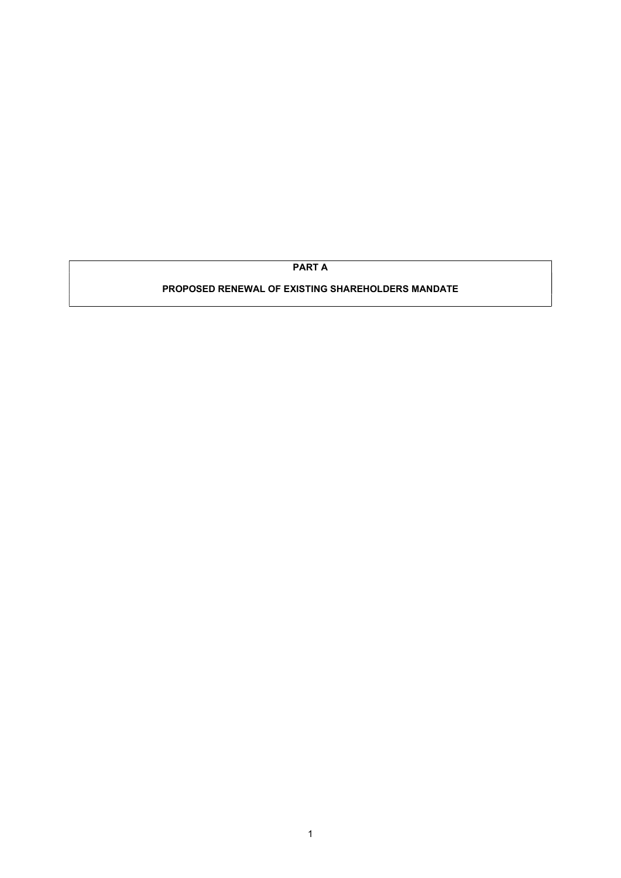# PART A

## PROPOSED RENEWAL OF EXISTING SHAREHOLDERS MANDATE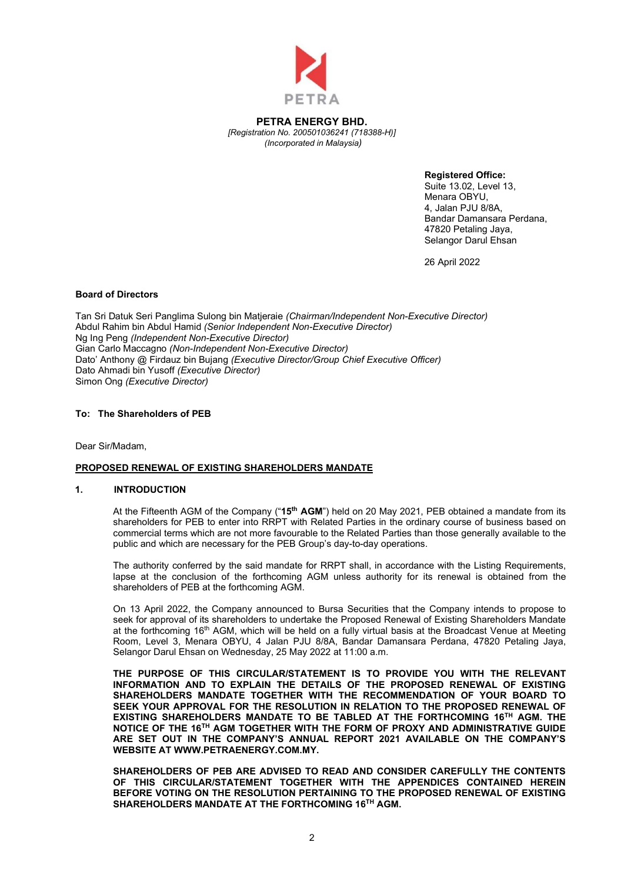**PETRA ENERGY BHD.**
*[Registration No. 200501036241 (718388-H)]*
*(Incorporated in Malaysia)*

**Registered Office:**
Suite 13.02, Level 13,
Menara OBYU,
4, Jalan PJU 8/8A,
Bandar Damansara Perdana,
47820 Petaling Jaya,
Selangor Darul Ehsan

26 April 2022

**Board of Directors**

Tan Sri Datuk Seri Panglima Sulong bin Matjeraie *(Chairman/Independent Non-Executive Director)*
Abdul Rahim bin Abdul Hamid *(Senior Independent Non-Executive Director)*
Ng Ing Peng *(Independent Non-Executive Director)*
Gian Carlo Maccagno *(Non-Independent Non-Executive Director)*
Dato' Anthony @ Firdauz bin Bujang *(Executive Director/Group Chief Executive Officer)*
Dato Ahmadi bin Yusoff *(Executive Director)*
Simon Ong *(Executive Director)*

**To: The Shareholders of PEB**

Dear Sir/Madam,

**PROPOSED RENEWAL OF EXISTING SHAREHOLDERS MANDATE**

## 1. INTRODUCTION

At the Fifteenth AGM of the Company ("**15th AGM**") held on 20 May 2021, PEB obtained a mandate from its shareholders for PEB to enter into RRPT with Related Parties in the ordinary course of business based on commercial terms which are not more favourable to the Related Parties than those generally available to the public and which are necessary for the PEB Group's day-to-day operations.

The authority conferred by the said mandate for RRPT shall, in accordance with the Listing Requirements, lapse at the conclusion of the forthcoming AGM unless authority for its renewal is obtained from the shareholders of PEB at the forthcoming AGM.

On 13 April 2022, the Company announced to Bursa Securities that the Company intends to propose to seek for approval of its shareholders to undertake the Proposed Renewal of Existing Shareholders Mandate at the forthcoming 16th AGM, which will be held on a fully virtual basis at the Broadcast Venue at Meeting Room, Level 3, Menara OBYU, 4 Jalan PJU 8/8A, Bandar Damansara Perdana, 47820 Petaling Jaya, Selangor Darul Ehsan on Wednesday, 25 May 2022 at 11:00 a.m.

**THE PURPOSE OF THIS CIRCULAR/STATEMENT IS TO PROVIDE YOU WITH THE RELEVANT INFORMATION AND TO EXPLAIN THE DETAILS OF THE PROPOSED RENEWAL OF EXISTING SHAREHOLDERS MANDATE TOGETHER WITH THE RECOMMENDATION OF YOUR BOARD TO SEEK YOUR APPROVAL FOR THE RESOLUTION IN RELATION TO THE PROPOSED RENEWAL OF EXISTING SHAREHOLDERS MANDATE TO BE TABLED AT THE FORTHCOMING 16TH AGM. THE NOTICE OF THE 16TH AGM TOGETHER WITH THE FORM OF PROXY AND ADMINISTRATIVE GUIDE ARE SET OUT IN THE COMPANY'S ANNUAL REPORT 2021 AVAILABLE ON THE COMPANY'S WEBSITE AT WWW.PETRAENERGY.COM.MY.**

**SHAREHOLDERS OF PEB ARE ADVISED TO READ AND CONSIDER CAREFULLY THE CONTENTS OF THIS CIRCULAR/STATEMENT TOGETHER WITH THE APPENDICES CONTAINED HEREIN BEFORE VOTING ON THE RESOLUTION PERTAINING TO THE PROPOSED RENEWAL OF EXISTING SHAREHOLDERS MANDATE AT THE FORTHCOMING 16TH AGM.**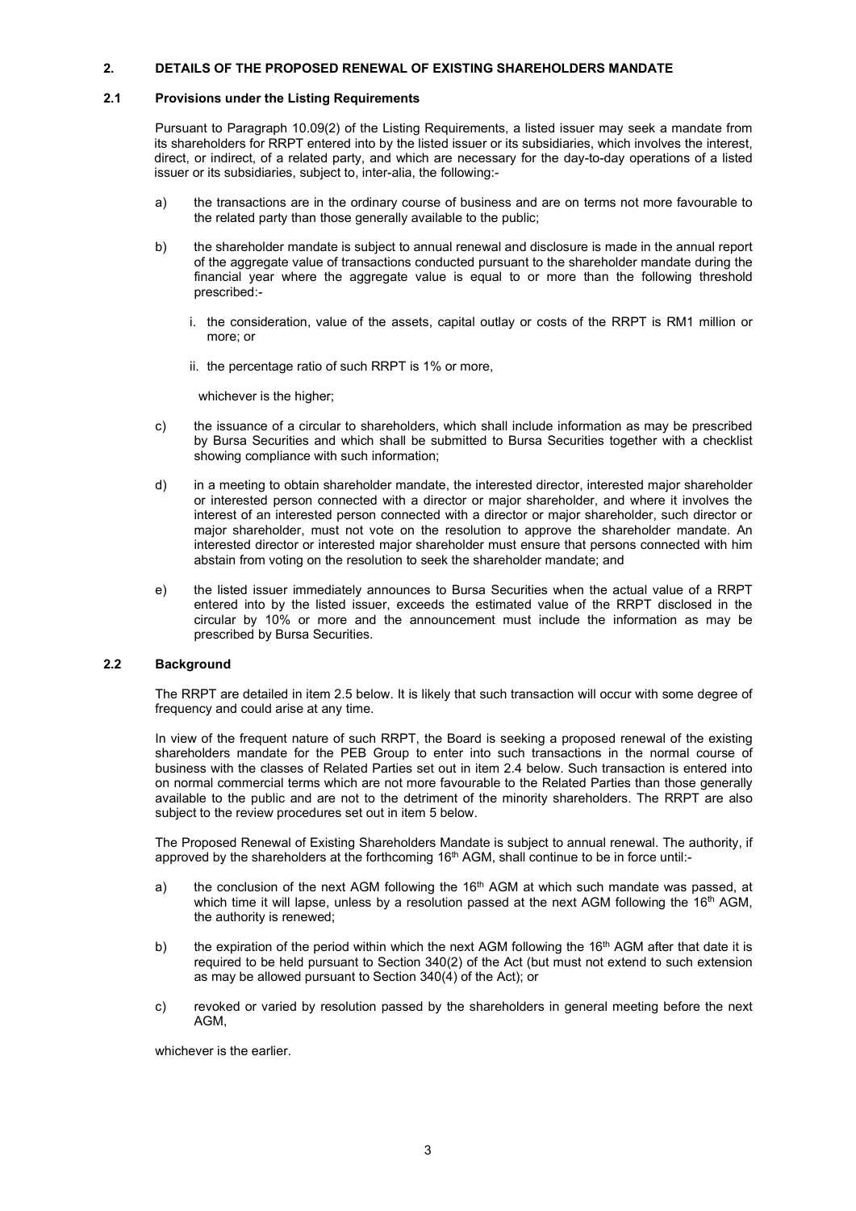## 2. DETAILS OF THE PROPOSED RENEWAL OF EXISTING SHAREHOLDERS MANDATE

### 2.1 Provisions under the Listing Requirements

Pursuant to Paragraph 10.09(2) of the Listing Requirements, a listed issuer may seek a mandate from its shareholders for RRPT entered into by the listed issuer or its subsidiaries, which involves the interest, direct, or indirect, of a related party, and which are necessary for the day-to-day operations of a listed issuer or its subsidiaries, subject to, inter-alia, the following:-

a) the transactions are in the ordinary course of business and are on terms not more favourable to the related party than those generally available to the public;

b) the shareholder mandate is subject to annual renewal and disclosure is made in the annual report of the aggregate value of transactions conducted pursuant to the shareholder mandate during the financial year where the aggregate value is equal to or more than the following threshold prescribed:-

   i. the consideration, value of the assets, capital outlay or costs of the RRPT is RM1 million or more; or

   ii. the percentage ratio of such RRPT is 1% or more,

   whichever is the higher;

c) the issuance of a circular to shareholders, which shall include information as may be prescribed by Bursa Securities and which shall be submitted to Bursa Securities together with a checklist showing compliance with such information;

d) in a meeting to obtain shareholder mandate, the interested director, interested major shareholder or interested person connected with a director or major shareholder, and where it involves the interest of an interested person connected with a director or major shareholder, such director or major shareholder, must not vote on the resolution to approve the shareholder mandate. An interested director or interested major shareholder must ensure that persons connected with him abstain from voting on the resolution to seek the shareholder mandate; and

e) the listed issuer immediately announces to Bursa Securities when the actual value of a RRPT entered into by the listed issuer, exceeds the estimated value of the RRPT disclosed in the circular by 10% or more and the announcement must include the information as may be prescribed by Bursa Securities.

### 2.2 Background

The RRPT are detailed in item 2.5 below. It is likely that such transaction will occur with some degree of frequency and could arise at any time.

In view of the frequent nature of such RRPT, the Board is seeking a proposed renewal of the existing shareholders mandate for the PEB Group to enter into such transactions in the normal course of business with the classes of Related Parties set out in item 2.4 below. Such transaction is entered into on normal commercial terms which are not more favourable to the Related Parties than those generally available to the public and are not to the detriment of the minority shareholders. The RRPT are also subject to the review procedures set out in item 5 below.

The Proposed Renewal of Existing Shareholders Mandate is subject to annual renewal. The authority, if approved by the shareholders at the forthcoming 16th AGM, shall continue to be in force until:-

a) the conclusion of the next AGM following the 16th AGM at which such mandate was passed, at which time it will lapse, unless by a resolution passed at the next AGM following the 16th AGM, the authority is renewed;

b) the expiration of the period within which the next AGM following the 16th AGM after that date it is required to be held pursuant to Section 340(2) of the Act (but must not extend to such extension as may be allowed pursuant to Section 340(4) of the Act); or

c) revoked or varied by resolution passed by the shareholders in general meeting before the next AGM,

whichever is the earlier.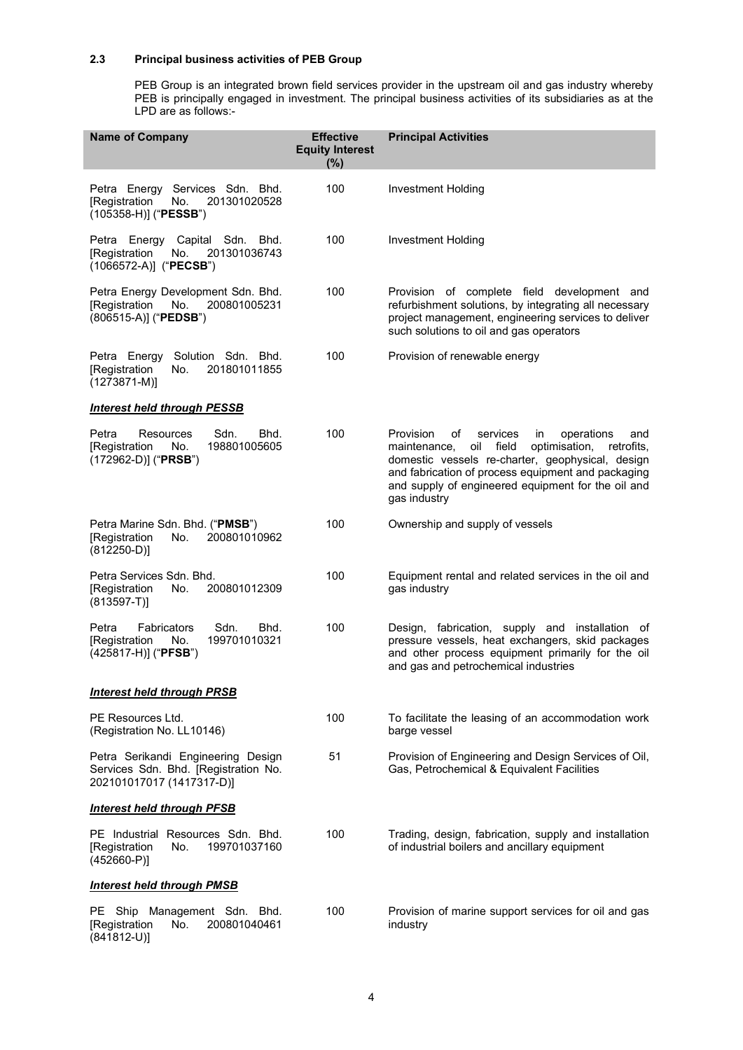### 2.3 Principal business activities of PEB Group

PEB Group is an integrated brown field services provider in the upstream oil and gas industry whereby PEB is principally engaged in investment. The principal business activities of its subsidiaries as at the LPD are as follows:-

| Name of Company | Effective Equity Interest (%) | Principal Activities |
|---|---|---|
| Petra Energy Services Sdn. Bhd. [Registration No. 201301020528 (105358-H)] ("**PESSB**") | 100 | Investment Holding |
| Petra Energy Capital Sdn. Bhd. [Registration No. 201301036743 (1066572-A)] ("**PECSB**") | 100 | Investment Holding |
| Petra Energy Development Sdn. Bhd. [Registration No. 200801005231 (806515-A)] ("**PEDSB**") | 100 | Provision of complete field development and refurbishment solutions, by integrating all necessary project management, engineering services to deliver such solutions to oil and gas operators |
| Petra Energy Solution Sdn. Bhd. [Registration No. 201801011855 (1273871-M)] | 100 | Provision of renewable energy |
| ***Interest held through PESSB*** | | |
| Petra Resources Sdn. Bhd. [Registration No. 198801005605 (172962-D)] ("**PRSB**") | 100 | Provision of services in operations and maintenance, oil field optimisation, retrofits, domestic vessels re-charter, geophysical, design and fabrication of process equipment and packaging and supply of engineered equipment for the oil and gas industry |
| Petra Marine Sdn. Bhd. ("**PMSB**") [Registration No. 200801010962 (812250-D)] | 100 | Ownership and supply of vessels |
| Petra Services Sdn. Bhd. [Registration No. 200801012309 (813597-T)] | 100 | Equipment rental and related services in the oil and gas industry |
| Petra Fabricators Sdn. Bhd. [Registration No. 199701010321 (425817-H)] ("**PFSB**") | 100 | Design, fabrication, supply and installation of pressure vessels, heat exchangers, skid packages and other process equipment primarily for the oil and gas and petrochemical industries |
| ***Interest held through PRSB*** | | |
| PE Resources Ltd. (Registration No. LL10146) | 100 | To facilitate the leasing of an accommodation work barge vessel |
| Petra Serikandi Engineering Design Services Sdn. Bhd. [Registration No. 202101017017 (1417317-D)] | 51 | Provision of Engineering and Design Services of Oil, Gas, Petrochemical & Equivalent Facilities |
| ***Interest held through PFSB*** | | |
| PE Industrial Resources Sdn. Bhd. [Registration No. 199701037160 (452660-P)] | 100 | Trading, design, fabrication, supply and installation of industrial boilers and ancillary equipment |
| ***Interest held through PMSB*** | | |
| PE Ship Management Sdn. Bhd. [Registration No. 200801040461 (841812-U)] | 100 | Provision of marine support services for oil and gas industry |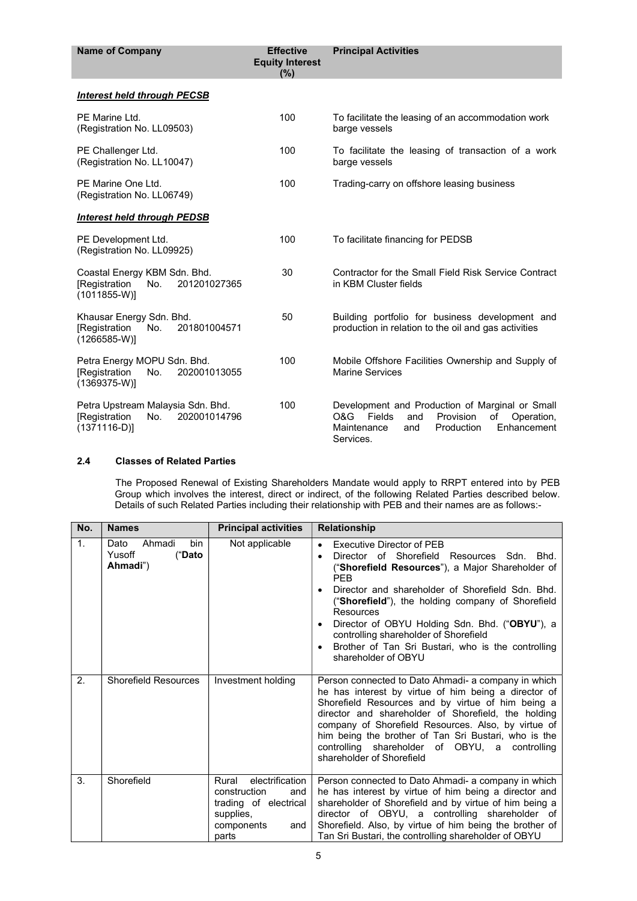| Name of Company | Effective Equity Interest (%) | Principal Activities |
|---|---|---|
| ***Interest held through PECSB*** | | |
| PE Marine Ltd. (Registration No. LL09503) | 100 | To facilitate the leasing of an accommodation work barge vessels |
| PE Challenger Ltd. (Registration No. LL10047) | 100 | To facilitate the leasing of transaction of a work barge vessels |
| PE Marine One Ltd. (Registration No. LL06749) | 100 | Trading-carry on offshore leasing business |
| ***Interest held through PEDSB*** | | |
| PE Development Ltd. (Registration No. LL09925) | 100 | To facilitate financing for PEDSB |
| Coastal Energy KBM Sdn. Bhd. [Registration No. 201201027365 (1011855-W)] | 30 | Contractor for the Small Field Risk Service Contract in KBM Cluster fields |
| Khausar Energy Sdn. Bhd. [Registration No. 201801004571 (1266585-W)] | 50 | Building portfolio for business development and production in relation to the oil and gas activities |
| Petra Energy MOPU Sdn. Bhd. [Registration No. 202001013055 (1369375-W)] | 100 | Mobile Offshore Facilities Ownership and Supply of Marine Services |
| Petra Upstream Malaysia Sdn. Bhd. [Registration No. 202001014796 (1371116-D)] | 100 | Development and Production of Marginal or Small O&G Fields and Provision of Operation, Maintenance and Production Enhancement Services. |

### 2.4 Classes of Related Parties

The Proposed Renewal of Existing Shareholders Mandate would apply to RRPT entered into by PEB Group which involves the interest, direct or indirect, of the following Related Parties described below. Details of such Related Parties including their relationship with PEB and their names are as follows:-

| No. | Names | Principal activities | Relationship |
|---|---|---|---|
| 1. | Dato Ahmadi bin Yusoff ("**Dato Ahmadi**") | Not applicable | • Executive Director of PEB<br>• Director of Shorefield Resources Sdn. Bhd. ("**Shorefield Resources**"), a Major Shareholder of PEB<br>• Director and shareholder of Shorefield Sdn. Bhd. ("**Shorefield**"), the holding company of Shorefield Resources<br>• Director of OBYU Holding Sdn. Bhd. ("**OBYU**"), a controlling shareholder of Shorefield<br>• Brother of Tan Sri Bustari, who is the controlling shareholder of OBYU |
| 2. | Shorefield Resources | Investment holding | Person connected to Dato Ahmadi- a company in which he has interest by virtue of him being a director of Shorefield Resources and by virtue of him being a director and shareholder of Shorefield, the holding company of Shorefield Resources. Also, by virtue of him being the brother of Tan Sri Bustari, who is the controlling shareholder of OBYU, a controlling shareholder of Shorefield |
| 3. | Shorefield | Rural electrification construction and trading of electrical supplies, components and parts | Person connected to Dato Ahmadi- a company in which he has interest by virtue of him being a director and shareholder of Shorefield and by virtue of him being a director of OBYU, a controlling shareholder of Shorefield. Also, by virtue of him being the brother of Tan Sri Bustari, the controlling shareholder of OBYU |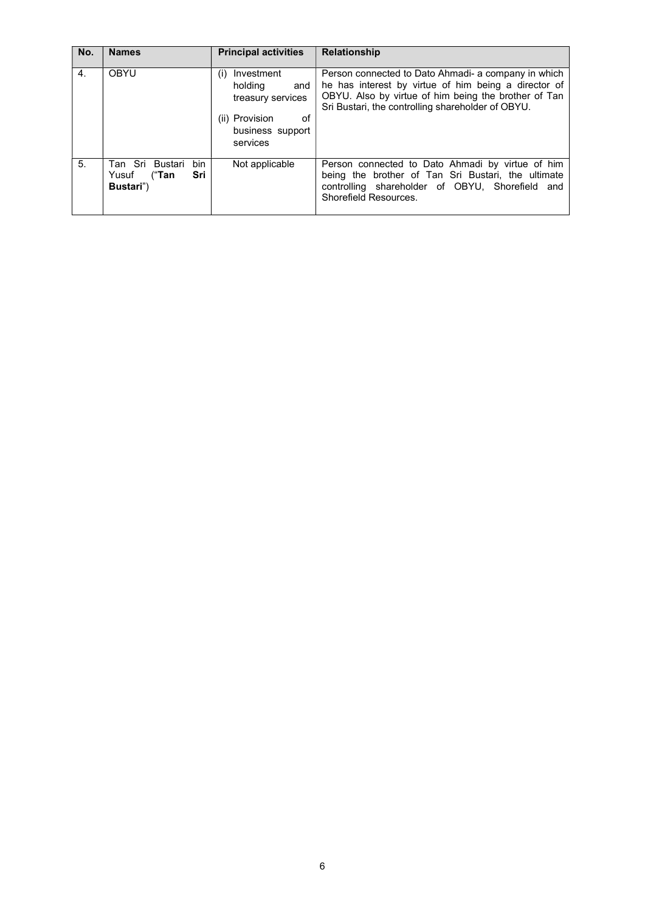| No. | Names | Principal activities | Relationship |
|---|---|---|---|
| 4. | OBYU | (i) Investment holding and treasury services<br>(ii) Provision of business support services | Person connected to Dato Ahmadi- a company in which he has interest by virtue of him being a director of OBYU. Also by virtue of him being the brother of Tan Sri Bustari, the controlling shareholder of OBYU. |
| 5. | Tan Sri Bustari bin Yusuf ("**Tan Sri Bustari**") | Not applicable | Person connected to Dato Ahmadi by virtue of him being the brother of Tan Sri Bustari, the ultimate controlling shareholder of OBYU, Shorefield and Shorefield Resources. |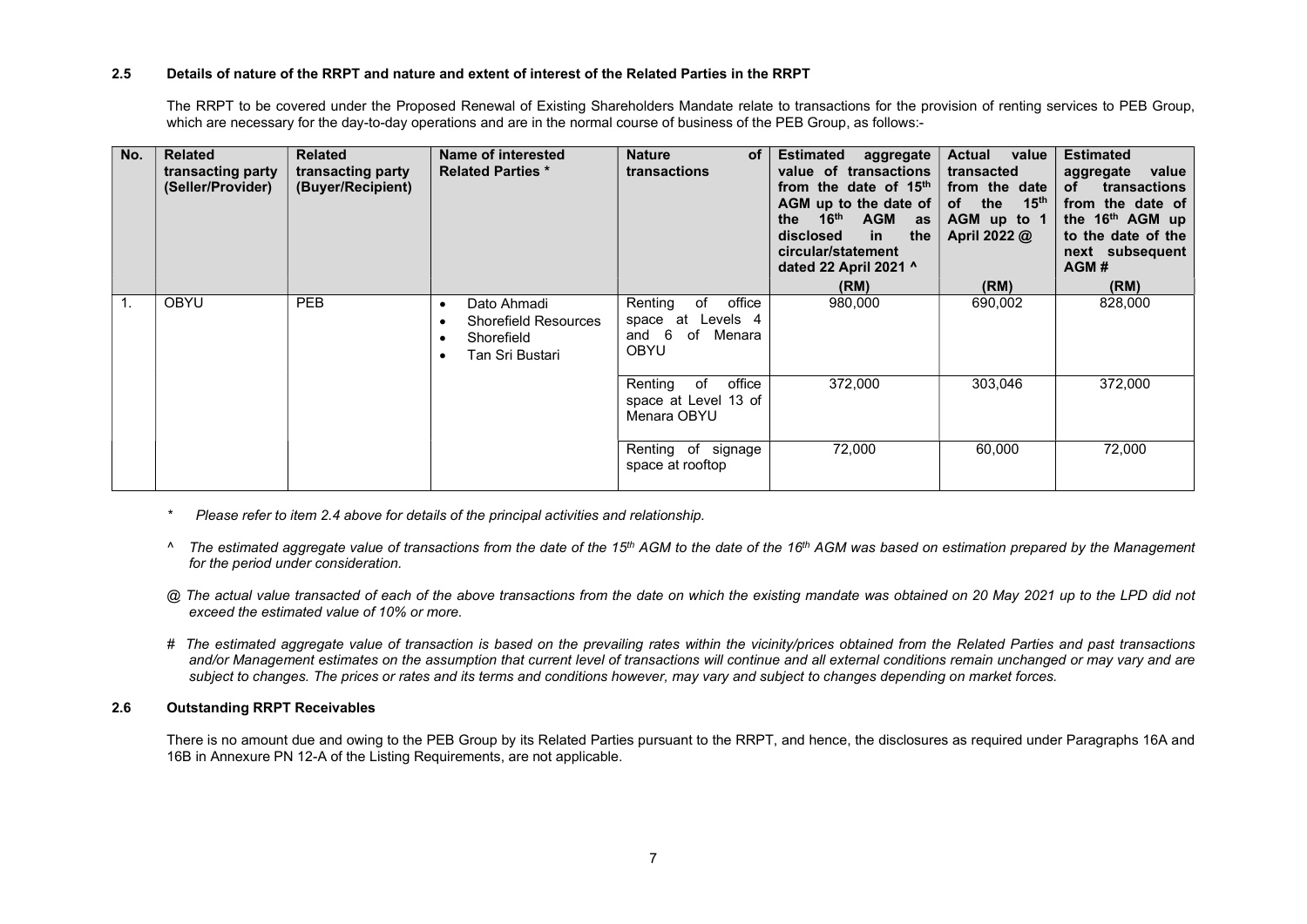### 2.5 Details of nature of the RRPT and nature and extent of interest of the Related Parties in the RRPT

The RRPT to be covered under the Proposed Renewal of Existing Shareholders Mandate relate to transactions for the provision of renting services to PEB Group, which are necessary for the day-to-day operations and are in the normal course of business of the PEB Group, as follows:-

| No. | Related transacting party (Seller/Provider) | Related transacting party (Buyer/Recipient) | Name of interested Related Parties * | Nature of transactions | Estimated aggregate value of transactions from the date of 15th AGM up to the date of the 16th AGM as disclosed in the circular/statement dated 22 April 2021 ^ (RM) | Actual value transacted from the date of the 15th AGM up to 1 April 2022 @ (RM) | Estimated aggregate value of transactions from the date of the 16th AGM up to the date of the next subsequent AGM # (RM) |
|---|---|---|---|---|---|---|---|
| 1. | OBYU | PEB | • Dato Ahmadi<br>• Shorefield Resources<br>• Shorefield<br>• Tan Sri Bustari | Renting of office space at Levels 4 and 6 of Menara OBYU | 980,000 | 690,002 | 828,000 |
| | | | | Renting of office space at Level 13 of Menara OBYU | 372,000 | 303,046 | 372,000 |
| | | | | Renting of signage space at rooftop | 72,000 | 60,000 | 72,000 |

\* *Please refer to item 2.4 above for details of the principal activities and relationship.*

^ *The estimated aggregate value of transactions from the date of the 15th AGM to the date of the 16th AGM was based on estimation prepared by the Management for the period under consideration.*

@ *The actual value transacted of each of the above transactions from the date on which the existing mandate was obtained on 20 May 2021 up to the LPD did not exceed the estimated value of 10% or more.*

# *The estimated aggregate value of transaction is based on the prevailing rates within the vicinity/prices obtained from the Related Parties and past transactions and/or Management estimates on the assumption that current level of transactions will continue and all external conditions remain unchanged or may vary and are subject to changes. The prices or rates and its terms and conditions however, may vary and subject to changes depending on market forces.*

### 2.6 Outstanding RRPT Receivables

There is no amount due and owing to the PEB Group by its Related Parties pursuant to the RRPT, and hence, the disclosures as required under Paragraphs 16A and 16B in Annexure PN 12-A of the Listing Requirements, are not applicable.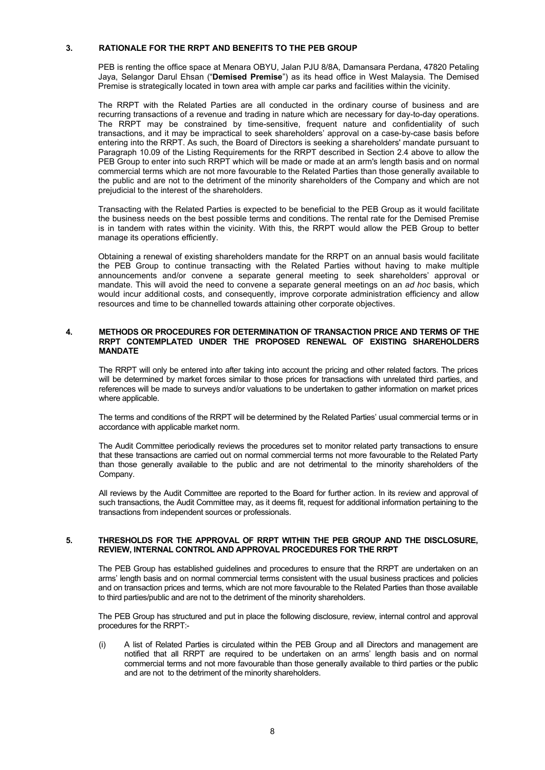## 3. RATIONALE FOR THE RRPT AND BENEFITS TO THE PEB GROUP

PEB is renting the office space at Menara OBYU, Jalan PJU 8/8A, Damansara Perdana, 47820 Petaling Jaya, Selangor Darul Ehsan ("**Demised Premise**") as its head office in West Malaysia. The Demised Premise is strategically located in town area with ample car parks and facilities within the vicinity.

The RRPT with the Related Parties are all conducted in the ordinary course of business and are recurring transactions of a revenue and trading in nature which are necessary for day-to-day operations. The RRPT may be constrained by time-sensitive, frequent nature and confidentiality of such transactions, and it may be impractical to seek shareholders' approval on a case-by-case basis before entering into the RRPT. As such, the Board of Directors is seeking a shareholders' mandate pursuant to Paragraph 10.09 of the Listing Requirements for the RRPT described in Section 2.4 above to allow the PEB Group to enter into such RRPT which will be made or made at an arm's length basis and on normal commercial terms which are not more favourable to the Related Parties than those generally available to the public and are not to the detriment of the minority shareholders of the Company and which are not prejudicial to the interest of the shareholders.

Transacting with the Related Parties is expected to be beneficial to the PEB Group as it would facilitate the business needs on the best possible terms and conditions. The rental rate for the Demised Premise is in tandem with rates within the vicinity. With this, the RRPT would allow the PEB Group to better manage its operations efficiently.

Obtaining a renewal of existing shareholders mandate for the RRPT on an annual basis would facilitate the PEB Group to continue transacting with the Related Parties without having to make multiple announcements and/or convene a separate general meeting to seek shareholders' approval or mandate. This will avoid the need to convene a separate general meetings on an *ad hoc* basis, which would incur additional costs, and consequently, improve corporate administration efficiency and allow resources and time to be channelled towards attaining other corporate objectives.

## 4. METHODS OR PROCEDURES FOR DETERMINATION OF TRANSACTION PRICE AND TERMS OF THE RRPT CONTEMPLATED UNDER THE PROPOSED RENEWAL OF EXISTING SHAREHOLDERS MANDATE

The RRPT will only be entered into after taking into account the pricing and other related factors. The prices will be determined by market forces similar to those prices for transactions with unrelated third parties, and references will be made to surveys and/or valuations to be undertaken to gather information on market prices where applicable.

The terms and conditions of the RRPT will be determined by the Related Parties' usual commercial terms or in accordance with applicable market norm.

The Audit Committee periodically reviews the procedures set to monitor related party transactions to ensure that these transactions are carried out on normal commercial terms not more favourable to the Related Party than those generally available to the public and are not detrimental to the minority shareholders of the Company.

All reviews by the Audit Committee are reported to the Board for further action. In its review and approval of such transactions, the Audit Committee may, as it deems fit, request for additional information pertaining to the transactions from independent sources or professionals.

## 5. THRESHOLDS FOR THE APPROVAL OF RRPT WITHIN THE PEB GROUP AND THE DISCLOSURE, REVIEW, INTERNAL CONTROL AND APPROVAL PROCEDURES FOR THE RRPT

The PEB Group has established guidelines and procedures to ensure that the RRPT are undertaken on an arms' length basis and on normal commercial terms consistent with the usual business practices and policies and on transaction prices and terms, which are not more favourable to the Related Parties than those available to third parties/public and are not to the detriment of the minority shareholders.

The PEB Group has structured and put in place the following disclosure, review, internal control and approval procedures for the RRPT:-

(i) A list of Related Parties is circulated within the PEB Group and all Directors and management are notified that all RRPT are required to be undertaken on an arms' length basis and on normal commercial terms and not more favourable than those generally available to third parties or the public and are not to the detriment of the minority shareholders.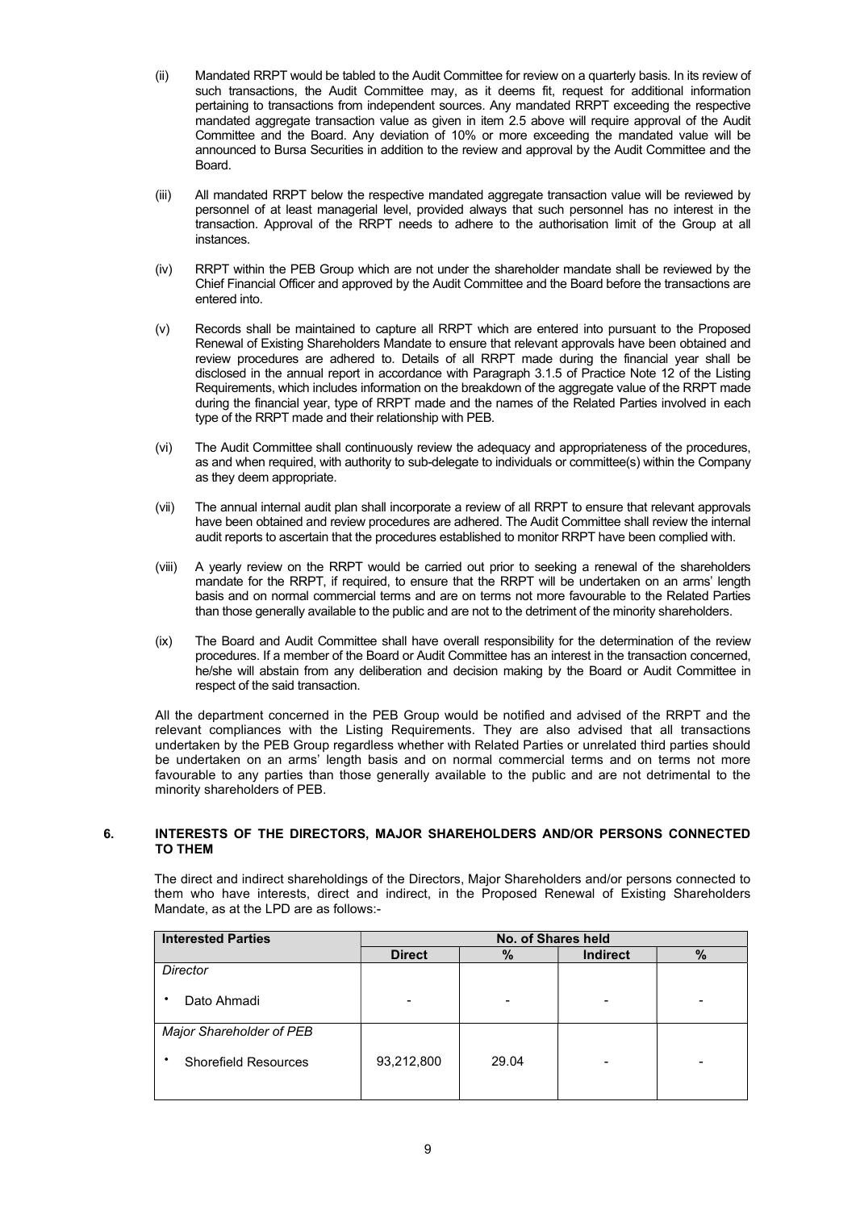(ii) Mandated RRPT would be tabled to the Audit Committee for review on a quarterly basis. In its review of such transactions, the Audit Committee may, as it deems fit, request for additional information pertaining to transactions from independent sources. Any mandated RRPT exceeding the respective mandated aggregate transaction value as given in item 2.5 above will require approval of the Audit Committee and the Board. Any deviation of 10% or more exceeding the mandated value will be announced to Bursa Securities in addition to the review and approval by the Audit Committee and the Board.

(iii) All mandated RRPT below the respective mandated aggregate transaction value will be reviewed by personnel of at least managerial level, provided always that such personnel has no interest in the transaction. Approval of the RRPT needs to adhere to the authorisation limit of the Group at all instances.

(iv) RRPT within the PEB Group which are not under the shareholder mandate shall be reviewed by the Chief Financial Officer and approved by the Audit Committee and the Board before the transactions are entered into.

(v) Records shall be maintained to capture all RRPT which are entered into pursuant to the Proposed Renewal of Existing Shareholders Mandate to ensure that relevant approvals have been obtained and review procedures are adhered to. Details of all RRPT made during the financial year shall be disclosed in the annual report in accordance with Paragraph 3.1.5 of Practice Note 12 of the Listing Requirements, which includes information on the breakdown of the aggregate value of the RRPT made during the financial year, type of RRPT made and the names of the Related Parties involved in each type of the RRPT made and their relationship with PEB.

(vi) The Audit Committee shall continuously review the adequacy and appropriateness of the procedures, as and when required, with authority to sub-delegate to individuals or committee(s) within the Company as they deem appropriate.

(vii) The annual internal audit plan shall incorporate a review of all RRPT to ensure that relevant approvals have been obtained and review procedures are adhered. The Audit Committee shall review the internal audit reports to ascertain that the procedures established to monitor RRPT have been complied with.

(viii) A yearly review on the RRPT would be carried out prior to seeking a renewal of the shareholders mandate for the RRPT, if required, to ensure that the RRPT will be undertaken on an arms' length basis and on normal commercial terms and are on terms not more favourable to the Related Parties than those generally available to the public and are not to the detriment of the minority shareholders.

(ix) The Board and Audit Committee shall have overall responsibility for the determination of the review procedures. If a member of the Board or Audit Committee has an interest in the transaction concerned, he/she will abstain from any deliberation and decision making by the Board or Audit Committee in respect of the said transaction.

All the department concerned in the PEB Group would be notified and advised of the RRPT and the relevant compliances with the Listing Requirements. They are also advised that all transactions undertaken by the PEB Group regardless whether with Related Parties or unrelated third parties should be undertaken on an arms' length basis and on normal commercial terms and on terms not more favourable to any parties than those generally available to the public and are not detrimental to the minority shareholders of PEB.

## 6. INTERESTS OF THE DIRECTORS, MAJOR SHAREHOLDERS AND/OR PERSONS CONNECTED TO THEM

The direct and indirect shareholdings of the Directors, Major Shareholders and/or persons connected to them who have interests, direct and indirect, in the Proposed Renewal of Existing Shareholders Mandate, as at the LPD are as follows:-

| Interested Parties | No. of Shares held | | | |
|---|---|---|---|---|
| | Direct | % | Indirect | % |
| *Director* | | | | |
| • Dato Ahmadi | - | - | - | - |
| *Major Shareholder of PEB* | | | | |
| • Shorefield Resources | 93,212,800 | 29.04 | - | - |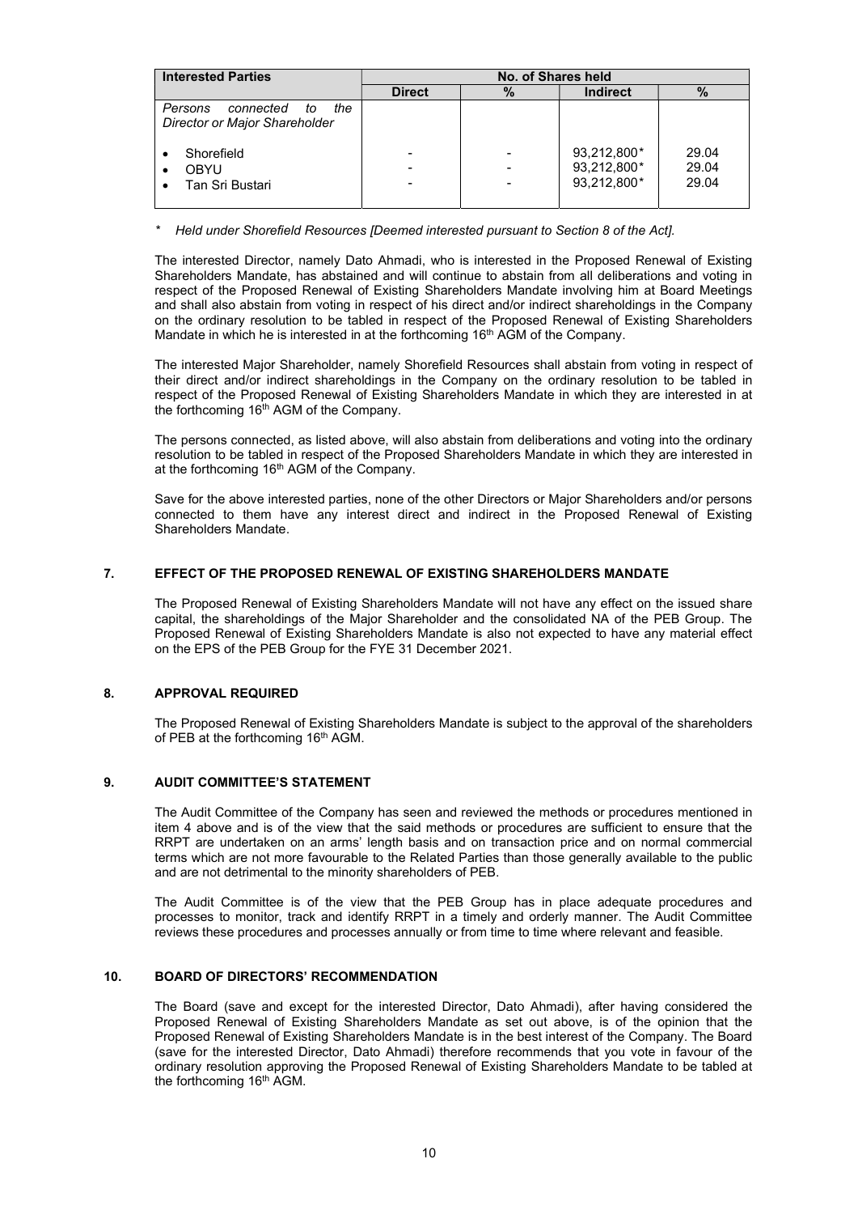| Interested Parties | No. of Shares held | | | |
|---|---|---|---|---|
| | **Direct** | **%** | **Indirect** | **%** |
| *Persons connected to the Director or Major Shareholder* | | | | |
| • Shorefield | - | - | 93,212,800* | 29.04 |
| • OBYU | - | - | 93,212,800* | 29.04 |
| • Tan Sri Bustari | - | - | 93,212,800* | 29.04 |

\* *Held under Shorefield Resources [Deemed interested pursuant to Section 8 of the Act].*

The interested Director, namely Dato Ahmadi, who is interested in the Proposed Renewal of Existing Shareholders Mandate, has abstained and will continue to abstain from all deliberations and voting in respect of the Proposed Renewal of Existing Shareholders Mandate involving him at Board Meetings and shall also abstain from voting in respect of his direct and/or indirect shareholdings in the Company on the ordinary resolution to be tabled in respect of the Proposed Renewal of Existing Shareholders Mandate in which he is interested in at the forthcoming 16th AGM of the Company.

The interested Major Shareholder, namely Shorefield Resources shall abstain from voting in respect of their direct and/or indirect shareholdings in the Company on the ordinary resolution to be tabled in respect of the Proposed Renewal of Existing Shareholders Mandate in which they are interested in at the forthcoming 16th AGM of the Company.

The persons connected, as listed above, will also abstain from deliberations and voting into the ordinary resolution to be tabled in respect of the Proposed Shareholders Mandate in which they are interested in at the forthcoming 16th AGM of the Company.

Save for the above interested parties, none of the other Directors or Major Shareholders and/or persons connected to them have any interest direct and indirect in the Proposed Renewal of Existing Shareholders Mandate.

## 7. EFFECT OF THE PROPOSED RENEWAL OF EXISTING SHAREHOLDERS MANDATE

The Proposed Renewal of Existing Shareholders Mandate will not have any effect on the issued share capital, the shareholdings of the Major Shareholder and the consolidated NA of the PEB Group. The Proposed Renewal of Existing Shareholders Mandate is also not expected to have any material effect on the EPS of the PEB Group for the FYE 31 December 2021.

## 8. APPROVAL REQUIRED

The Proposed Renewal of Existing Shareholders Mandate is subject to the approval of the shareholders of PEB at the forthcoming 16th AGM.

## 9. AUDIT COMMITTEE'S STATEMENT

The Audit Committee of the Company has seen and reviewed the methods or procedures mentioned in item 4 above and is of the view that the said methods or procedures are sufficient to ensure that the RRPT are undertaken on an arms' length basis and on transaction price and on normal commercial terms which are not more favourable to the Related Parties than those generally available to the public and are not detrimental to the minority shareholders of PEB.

The Audit Committee is of the view that the PEB Group has in place adequate procedures and processes to monitor, track and identify RRPT in a timely and orderly manner. The Audit Committee reviews these procedures and processes annually or from time to time where relevant and feasible.

## 10. BOARD OF DIRECTORS' RECOMMENDATION

The Board (save and except for the interested Director, Dato Ahmadi), after having considered the Proposed Renewal of Existing Shareholders Mandate as set out above, is of the opinion that the Proposed Renewal of Existing Shareholders Mandate is in the best interest of the Company. The Board (save for the interested Director, Dato Ahmadi) therefore recommends that you vote in favour of the ordinary resolution approving the Proposed Renewal of Existing Shareholders Mandate to be tabled at the forthcoming 16th AGM.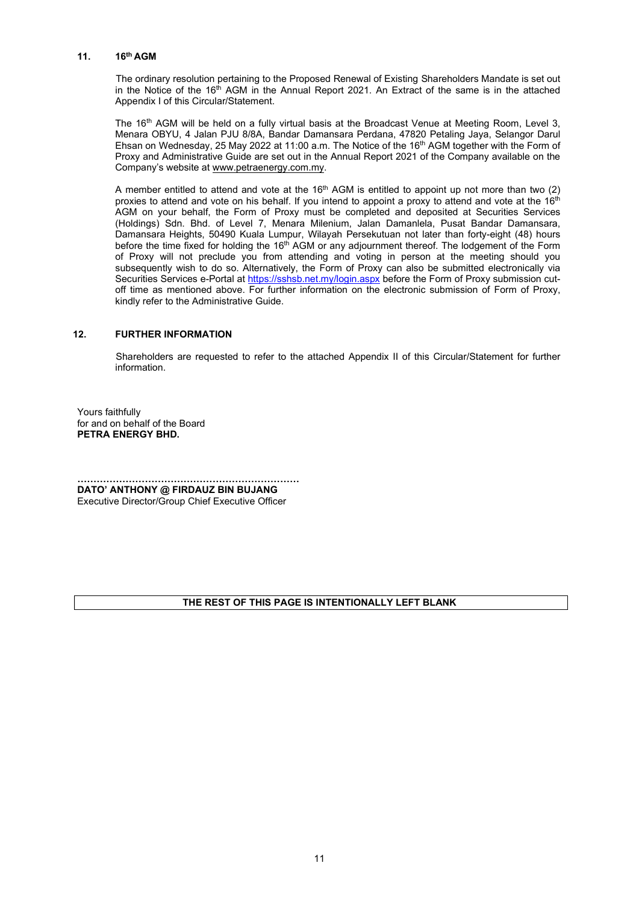## 11. 16th AGM

The ordinary resolution pertaining to the Proposed Renewal of Existing Shareholders Mandate is set out in the Notice of the 16th AGM in the Annual Report 2021. An Extract of the same is in the attached Appendix I of this Circular/Statement.

The 16th AGM will be held on a fully virtual basis at the Broadcast Venue at Meeting Room, Level 3, Menara OBYU, 4 Jalan PJU 8/8A, Bandar Damansara Perdana, 47820 Petaling Jaya, Selangor Darul Ehsan on Wednesday, 25 May 2022 at 11:00 a.m. The Notice of the 16th AGM together with the Form of Proxy and Administrative Guide are set out in the Annual Report 2021 of the Company available on the Company's website at www.petraenergy.com.my.

A member entitled to attend and vote at the 16th AGM is entitled to appoint up not more than two (2) proxies to attend and vote on his behalf. If you intend to appoint a proxy to attend and vote at the 16th AGM on your behalf, the Form of Proxy must be completed and deposited at Securities Services (Holdings) Sdn. Bhd. of Level 7, Menara Milenium, Jalan Damanlela, Pusat Bandar Damansara, Damansara Heights, 50490 Kuala Lumpur, Wilayah Persekutuan not later than forty-eight (48) hours before the time fixed for holding the 16th AGM or any adjournment thereof. The lodgement of the Form of Proxy will not preclude you from attending and voting in person at the meeting should you subsequently wish to do so. Alternatively, the Form of Proxy can also be submitted electronically via Securities Services e-Portal at https://sshsb.net.my/login.aspx before the Form of Proxy submission cut-off time as mentioned above. For further information on the electronic submission of Form of Proxy, kindly refer to the Administrative Guide.

## 12. FURTHER INFORMATION

Shareholders are requested to refer to the attached Appendix II of this Circular/Statement for further information.

Yours faithfully
for and on behalf of the Board
**PETRA ENERGY BHD.**

……………………………………………………………
**DATO' ANTHONY @ FIRDAUZ BIN BUJANG**
Executive Director/Group Chief Executive Officer

**THE REST OF THIS PAGE IS INTENTIONALLY LEFT BLANK**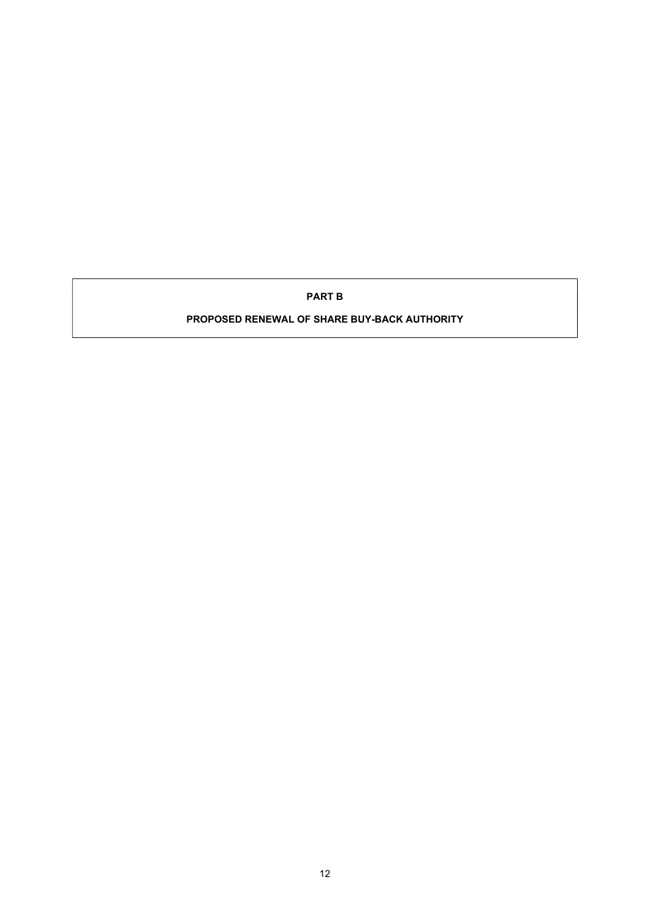# PART B

## PROPOSED RENEWAL OF SHARE BUY-BACK AUTHORITY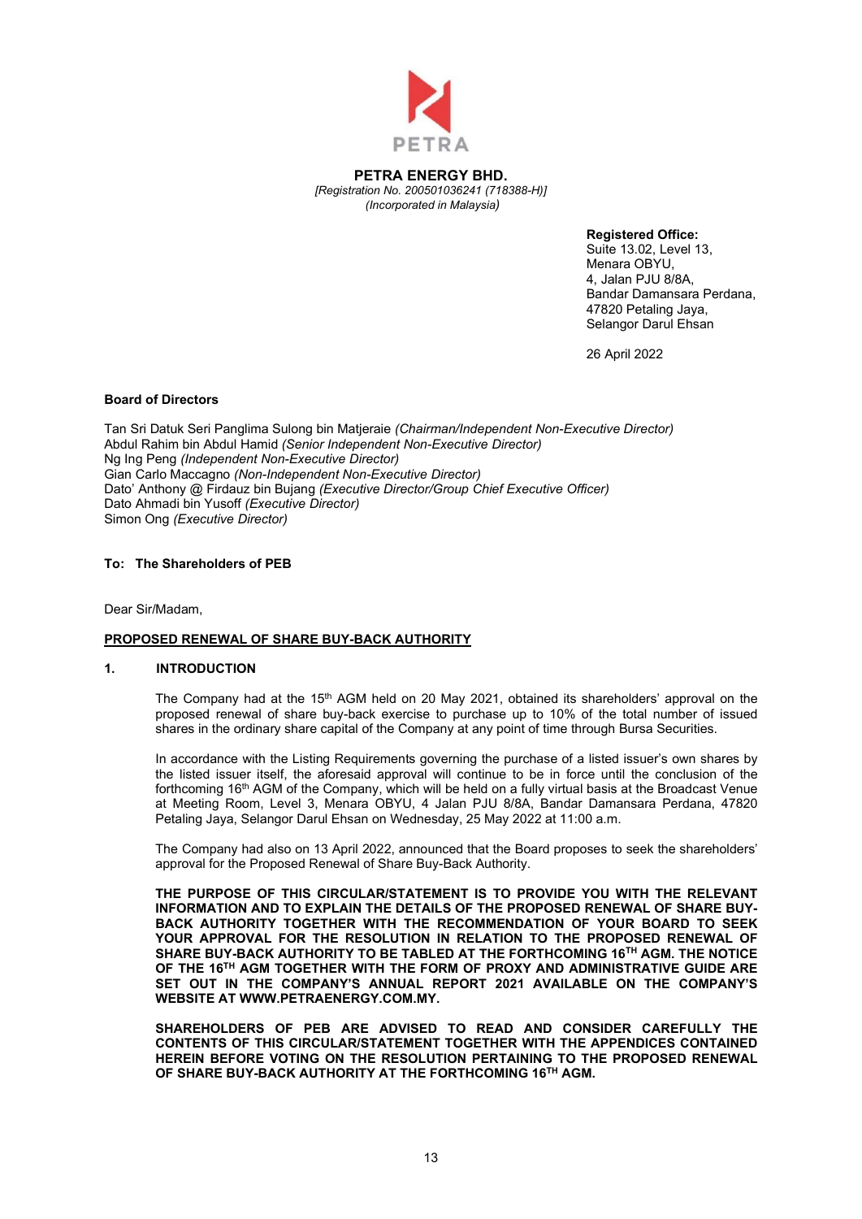**PETRA ENERGY BHD.**
*[Registration No. 200501036241 (718388-H)]*
*(Incorporated in Malaysia)*

**Registered Office:**
Suite 13.02, Level 13,
Menara OBYU,
4, Jalan PJU 8/8A,
Bandar Damansara Perdana,
47820 Petaling Jaya,
Selangor Darul Ehsan

26 April 2022

**Board of Directors**

Tan Sri Datuk Seri Panglima Sulong bin Matjeraie *(Chairman/Independent Non-Executive Director)*
Abdul Rahim bin Abdul Hamid *(Senior Independent Non-Executive Director)*
Ng Ing Peng *(Independent Non-Executive Director)*
Gian Carlo Maccagno *(Non-Independent Non-Executive Director)*
Dato' Anthony @ Firdauz bin Bujang *(Executive Director/Group Chief Executive Officer)*
Dato Ahmadi bin Yusoff *(Executive Director)*
Simon Ong *(Executive Director)*

**To: The Shareholders of PEB**

Dear Sir/Madam,

**PROPOSED RENEWAL OF SHARE BUY-BACK AUTHORITY**

## 1. INTRODUCTION

The Company had at the 15th AGM held on 20 May 2021, obtained its shareholders' approval on the proposed renewal of share buy-back exercise to purchase up to 10% of the total number of issued shares in the ordinary share capital of the Company at any point of time through Bursa Securities.

In accordance with the Listing Requirements governing the purchase of a listed issuer's own shares by the listed issuer itself, the aforesaid approval will continue to be in force until the conclusion of the forthcoming 16th AGM of the Company, which will be held on a fully virtual basis at the Broadcast Venue at Meeting Room, Level 3, Menara OBYU, 4 Jalan PJU 8/8A, Bandar Damansara Perdana, 47820 Petaling Jaya, Selangor Darul Ehsan on Wednesday, 25 May 2022 at 11:00 a.m.

The Company had also on 13 April 2022, announced that the Board proposes to seek the shareholders' approval for the Proposed Renewal of Share Buy-Back Authority.

**THE PURPOSE OF THIS CIRCULAR/STATEMENT IS TO PROVIDE YOU WITH THE RELEVANT INFORMATION AND TO EXPLAIN THE DETAILS OF THE PROPOSED RENEWAL OF SHARE BUY-BACK AUTHORITY TOGETHER WITH THE RECOMMENDATION OF YOUR BOARD TO SEEK YOUR APPROVAL FOR THE RESOLUTION IN RELATION TO THE PROPOSED RENEWAL OF SHARE BUY-BACK AUTHORITY TO BE TABLED AT THE FORTHCOMING 16TH AGM. THE NOTICE OF THE 16TH AGM TOGETHER WITH THE FORM OF PROXY AND ADMINISTRATIVE GUIDE ARE SET OUT IN THE COMPANY'S ANNUAL REPORT 2021 AVAILABLE ON THE COMPANY'S WEBSITE AT WWW.PETRAENERGY.COM.MY.**

**SHAREHOLDERS OF PEB ARE ADVISED TO READ AND CONSIDER CAREFULLY THE CONTENTS OF THIS CIRCULAR/STATEMENT TOGETHER WITH THE APPENDICES CONTAINED HEREIN BEFORE VOTING ON THE RESOLUTION PERTAINING TO THE PROPOSED RENEWAL OF SHARE BUY-BACK AUTHORITY AT THE FORTHCOMING 16TH AGM.**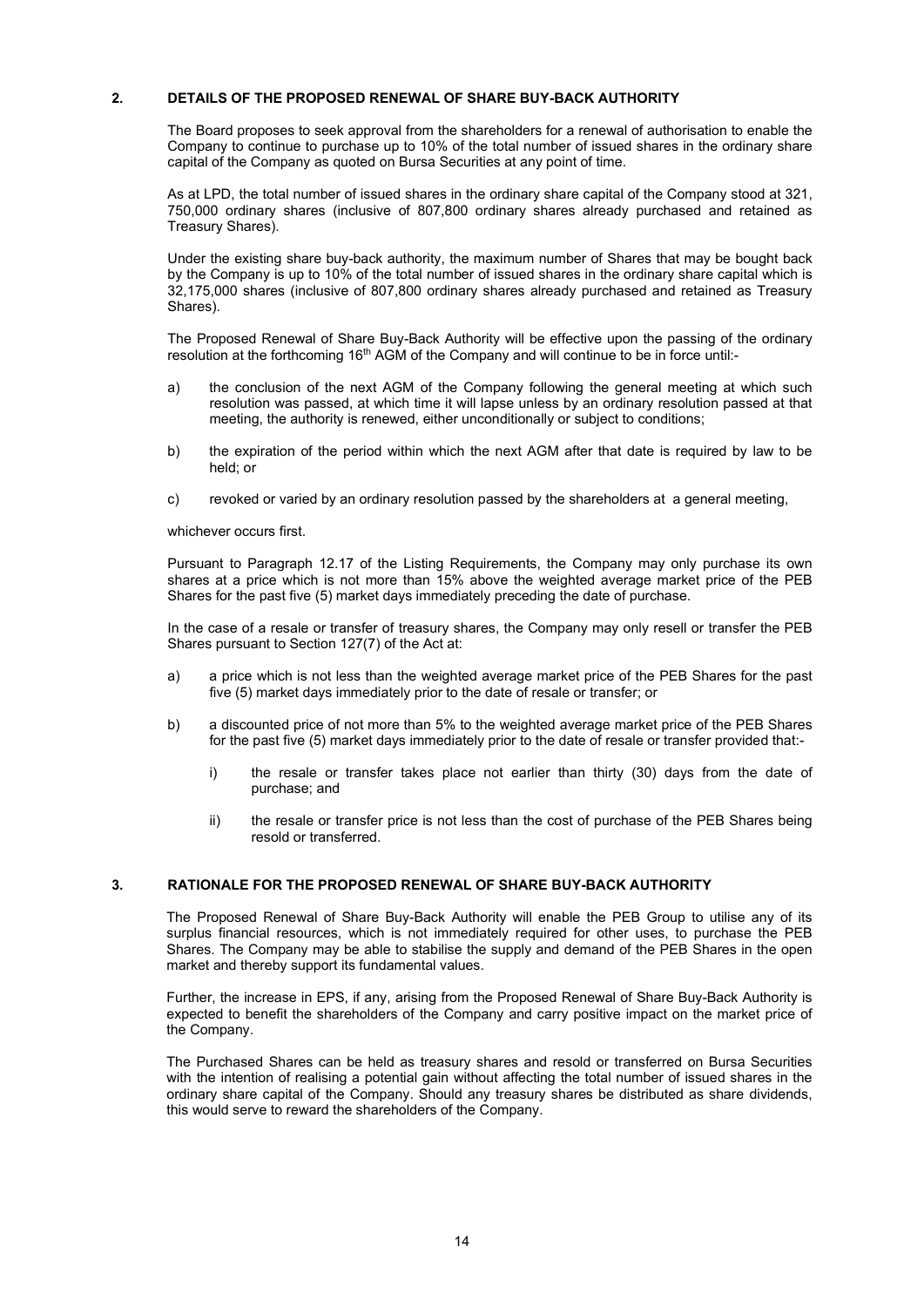## 2. DETAILS OF THE PROPOSED RENEWAL OF SHARE BUY-BACK AUTHORITY

The Board proposes to seek approval from the shareholders for a renewal of authorisation to enable the Company to continue to purchase up to 10% of the total number of issued shares in the ordinary share capital of the Company as quoted on Bursa Securities at any point of time.

As at LPD, the total number of issued shares in the ordinary share capital of the Company stood at 321, 750,000 ordinary shares (inclusive of 807,800 ordinary shares already purchased and retained as Treasury Shares).

Under the existing share buy-back authority, the maximum number of Shares that may be bought back by the Company is up to 10% of the total number of issued shares in the ordinary share capital which is 32,175,000 shares (inclusive of 807,800 ordinary shares already purchased and retained as Treasury Shares).

The Proposed Renewal of Share Buy-Back Authority will be effective upon the passing of the ordinary resolution at the forthcoming 16th AGM of the Company and will continue to be in force until:-

a) the conclusion of the next AGM of the Company following the general meeting at which such resolution was passed, at which time it will lapse unless by an ordinary resolution passed at that meeting, the authority is renewed, either unconditionally or subject to conditions;

b) the expiration of the period within which the next AGM after that date is required by law to be held; or

c) revoked or varied by an ordinary resolution passed by the shareholders at a general meeting,

whichever occurs first.

Pursuant to Paragraph 12.17 of the Listing Requirements, the Company may only purchase its own shares at a price which is not more than 15% above the weighted average market price of the PEB Shares for the past five (5) market days immediately preceding the date of purchase.

In the case of a resale or transfer of treasury shares, the Company may only resell or transfer the PEB Shares pursuant to Section 127(7) of the Act at:

a) a price which is not less than the weighted average market price of the PEB Shares for the past five (5) market days immediately prior to the date of resale or transfer; or

b) a discounted price of not more than 5% to the weighted average market price of the PEB Shares for the past five (5) market days immediately prior to the date of resale or transfer provided that:-

   i) the resale or transfer takes place not earlier than thirty (30) days from the date of purchase; and

   ii) the resale or transfer price is not less than the cost of purchase of the PEB Shares being resold or transferred.

## 3. RATIONALE FOR THE PROPOSED RENEWAL OF SHARE BUY-BACK AUTHORITY

The Proposed Renewal of Share Buy-Back Authority will enable the PEB Group to utilise any of its surplus financial resources, which is not immediately required for other uses, to purchase the PEB Shares. The Company may be able to stabilise the supply and demand of the PEB Shares in the open market and thereby support its fundamental values.

Further, the increase in EPS, if any, arising from the Proposed Renewal of Share Buy-Back Authority is expected to benefit the shareholders of the Company and carry positive impact on the market price of the Company.

The Purchased Shares can be held as treasury shares and resold or transferred on Bursa Securities with the intention of realising a potential gain without affecting the total number of issued shares in the ordinary share capital of the Company. Should any treasury shares be distributed as share dividends, this would serve to reward the shareholders of the Company.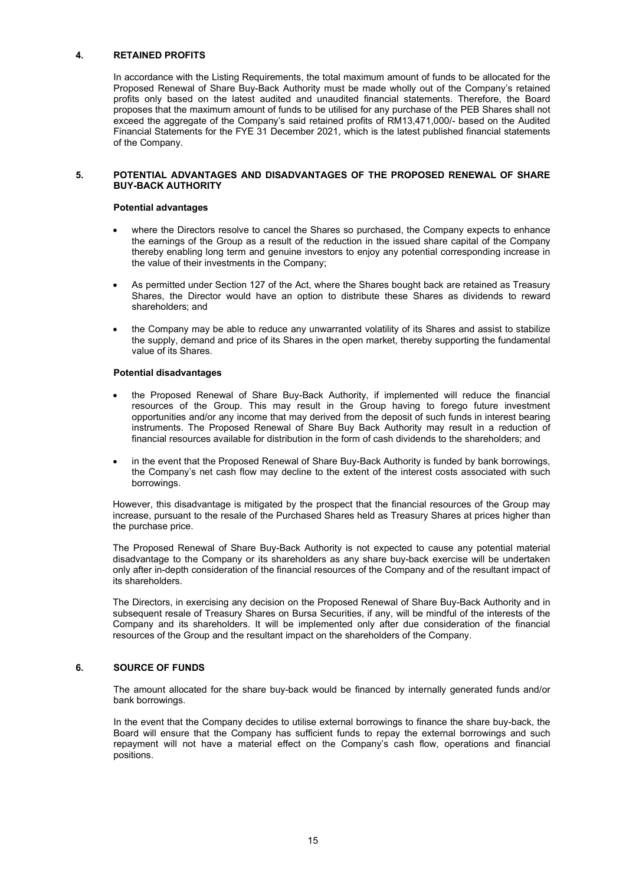## 4. RETAINED PROFITS

In accordance with the Listing Requirements, the total maximum amount of funds to be allocated for the Proposed Renewal of Share Buy-Back Authority must be made wholly out of the Company's retained profits only based on the latest audited and unaudited financial statements. Therefore, the Board proposes that the maximum amount of funds to be utilised for any purchase of the PEB Shares shall not exceed the aggregate of the Company's said retained profits of RM13,471,000/- based on the Audited Financial Statements for the FYE 31 December 2021, which is the latest published financial statements of the Company.

## 5. POTENTIAL ADVANTAGES AND DISADVANTAGES OF THE PROPOSED RENEWAL OF SHARE BUY-BACK AUTHORITY

**Potential advantages**

- where the Directors resolve to cancel the Shares so purchased, the Company expects to enhance the earnings of the Group as a result of the reduction in the issued share capital of the Company thereby enabling long term and genuine investors to enjoy any potential corresponding increase in the value of their investments in the Company;
- As permitted under Section 127 of the Act, where the Shares bought back are retained as Treasury Shares, the Director would have an option to distribute these Shares as dividends to reward shareholders; and
- the Company may be able to reduce any unwarranted volatility of its Shares and assist to stabilize the supply, demand and price of its Shares in the open market, thereby supporting the fundamental value of its Shares.

**Potential disadvantages**

- the Proposed Renewal of Share Buy-Back Authority, if implemented will reduce the financial resources of the Group. This may result in the Group having to forego future investment opportunities and/or any income that may derived from the deposit of such funds in interest bearing instruments. The Proposed Renewal of Share Buy Back Authority may result in a reduction of financial resources available for distribution in the form of cash dividends to the shareholders; and
- in the event that the Proposed Renewal of Share Buy-Back Authority is funded by bank borrowings, the Company's net cash flow may decline to the extent of the interest costs associated with such borrowings.

However, this disadvantage is mitigated by the prospect that the financial resources of the Group may increase, pursuant to the resale of the Purchased Shares held as Treasury Shares at prices higher than the purchase price.

The Proposed Renewal of Share Buy-Back Authority is not expected to cause any potential material disadvantage to the Company or its shareholders as any share buy-back exercise will be undertaken only after in-depth consideration of the financial resources of the Company and of the resultant impact of its shareholders.

The Directors, in exercising any decision on the Proposed Renewal of Share Buy-Back Authority and in subsequent resale of Treasury Shares on Bursa Securities, if any, will be mindful of the interests of the Company and its shareholders. It will be implemented only after due consideration of the financial resources of the Group and the resultant impact on the shareholders of the Company.

## 6. SOURCE OF FUNDS

The amount allocated for the share buy-back would be financed by internally generated funds and/or bank borrowings.

In the event that the Company decides to utilise external borrowings to finance the share buy-back, the Board will ensure that the Company has sufficient funds to repay the external borrowings and such repayment will not have a material effect on the Company's cash flow, operations and financial positions.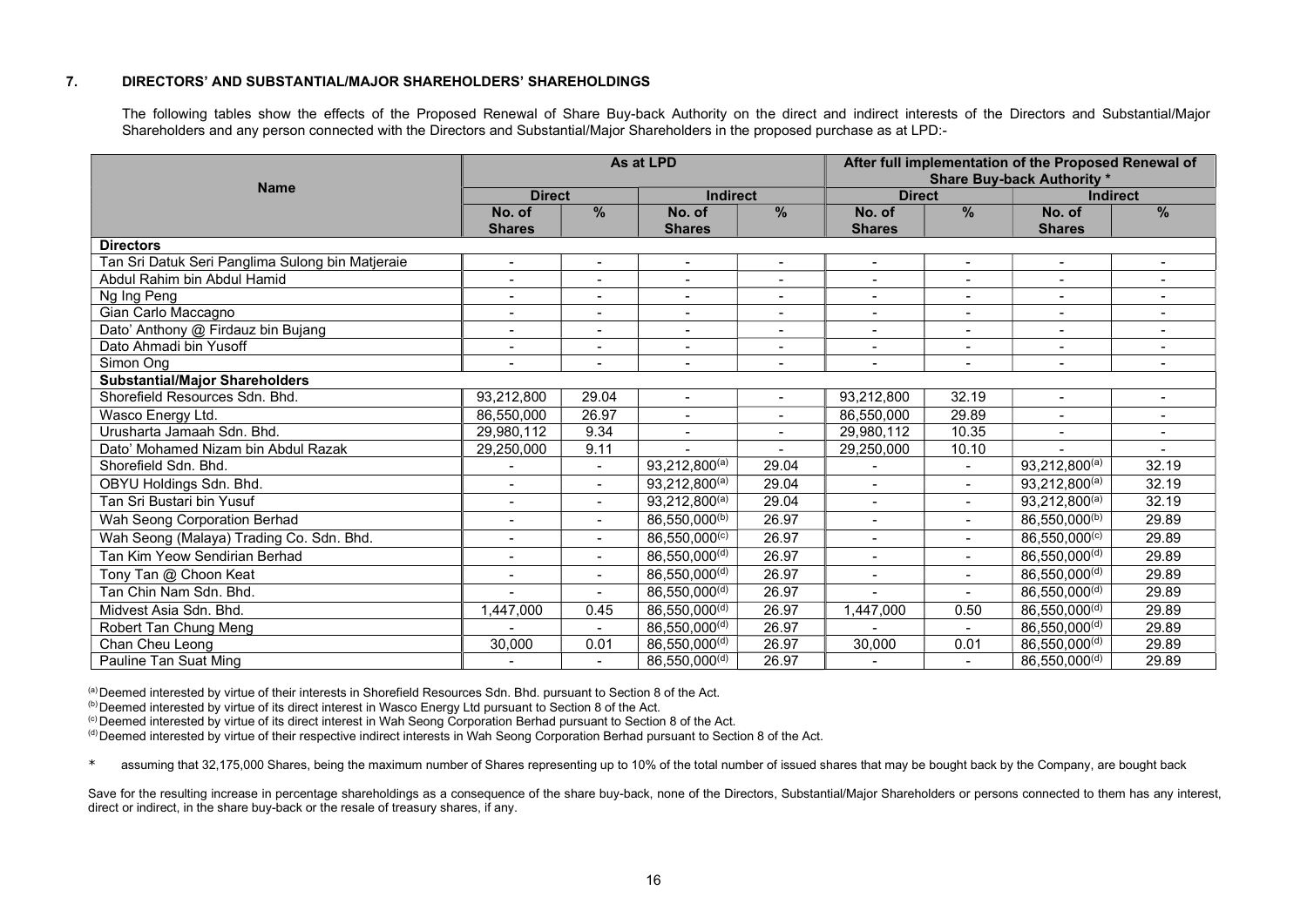## 7. DIRECTORS' AND SUBSTANTIAL/MAJOR SHAREHOLDERS' SHAREHOLDINGS

The following tables show the effects of the Proposed Renewal of Share Buy-back Authority on the direct and indirect interests of the Directors and Substantial/Major Shareholders and any person connected with the Directors and Substantial/Major Shareholders in the proposed purchase as at LPD:-

| Name | As at LPD | | | | After full implementation of the Proposed Renewal of Share Buy-back Authority * | | | |
|---|---|---|---|---|---|---|---|---|
| | Direct | | Indirect | | Direct | | Indirect | |
| | No. of Shares | % | No. of Shares | % | No. of Shares | % | No. of Shares | % |
| **Directors** | | | | | | | | |
| Tan Sri Datuk Seri Panglima Sulong bin Matjeraie | - | - | - | - | - | - | - | - |
| Abdul Rahim bin Abdul Hamid | - | - | - | - | - | - | - | - |
| Ng Ing Peng | - | - | - | - | - | - | - | - |
| Gian Carlo Maccagno | - | - | - | - | - | - | - | - |
| Dato' Anthony @ Firdauz bin Bujang | - | - | - | - | - | - | - | - |
| Dato Ahmadi bin Yusoff | - | - | - | - | - | - | - | - |
| Simon Ong | - | - | - | - | - | - | - | - |
| **Substantial/Major Shareholders** | | | | | | | | |
| Shorefield Resources Sdn. Bhd. | 93,212,800 | 29.04 | - | - | 93,212,800 | 32.19 | - | - |
| Wasco Energy Ltd. | 86,550,000 | 26.97 | - | - | 86,550,000 | 29.89 | - | - |
| Urusharta Jamaah Sdn. Bhd. | 29,980,112 | 9.34 | - | - | 29,980,112 | 10.35 | - | - |
| Dato' Mohamed Nizam bin Abdul Razak | 29,250,000 | 9.11 | - | - | 29,250,000 | 10.10 | - | - |
| Shorefield Sdn. Bhd. | - | - | 93,212,800[(a)] | 29.04 | - | - | 93,212,800[(a)] | 32.19 |
| OBYU Holdings Sdn. Bhd. | - | - | 93,212,800[(a)] | 29.04 | - | - | 93,212,800[(a)] | 32.19 |
| Tan Sri Bustari bin Yusuf | - | - | 93,212,800[(a)] | 29.04 | - | - | 93,212,800[(a)] | 32.19 |
| Wah Seong Corporation Berhad | - | - | 86,550,000[(b)] | 26.97 | - | - | 86,550,000[(b)] | 29.89 |
| Wah Seong (Malaya) Trading Co. Sdn. Bhd. | - | - | 86,550,000[(c)] | 26.97 | - | - | 86,550,000[(c)] | 29.89 |
| Tan Kim Yeow Sendirian Berhad | - | - | 86,550,000[(d)] | 26.97 | - | - | 86,550,000[(d)] | 29.89 |
| Tony Tan @ Choon Keat | - | - | 86,550,000[(d)] | 26.97 | - | - | 86,550,000[(d)] | 29.89 |
| Tan Chin Nam Sdn. Bhd. | - | - | 86,550,000[(d)] | 26.97 | - | - | 86,550,000[(d)] | 29.89 |
| Midvest Asia Sdn. Bhd. | 1,447,000 | 0.45 | 86,550,000[(d)] | 26.97 | 1,447,000 | 0.50 | 86,550,000[(d)] | 29.89 |
| Robert Tan Chung Meng | - | - | 86,550,000[(d)] | 26.97 | - | - | 86,550,000[(d)] | 29.89 |
| Chan Cheu Leong | 30,000 | 0.01 | 86,550,000[(d)] | 26.97 | 30,000 | 0.01 | 86,550,000[(d)] | 29.89 |
| Pauline Tan Suat Ming | - | - | 86,550,000[(d)] | 26.97 | - | - | 86,550,000[(d)] | 29.89 |

[(a)] Deemed interested by virtue of their interests in Shorefield Resources Sdn. Bhd. pursuant to Section 8 of the Act.
[(b)] Deemed interested by virtue of its direct interest in Wasco Energy Ltd pursuant to Section 8 of the Act.
[(c)] Deemed interested by virtue of its direct interest in Wah Seong Corporation Berhad pursuant to Section 8 of the Act.
[(d)] Deemed interested by virtue of their respective indirect interests in Wah Seong Corporation Berhad pursuant to Section 8 of the Act.

\* assuming that 32,175,000 Shares, being the maximum number of Shares representing up to 10% of the total number of issued shares that may be bought back by the Company, are bought back

Save for the resulting increase in percentage shareholdings as a consequence of the share buy-back, none of the Directors, Substantial/Major Shareholders or persons connected to them has any interest, direct or indirect, in the share buy-back or the resale of treasury shares, if any.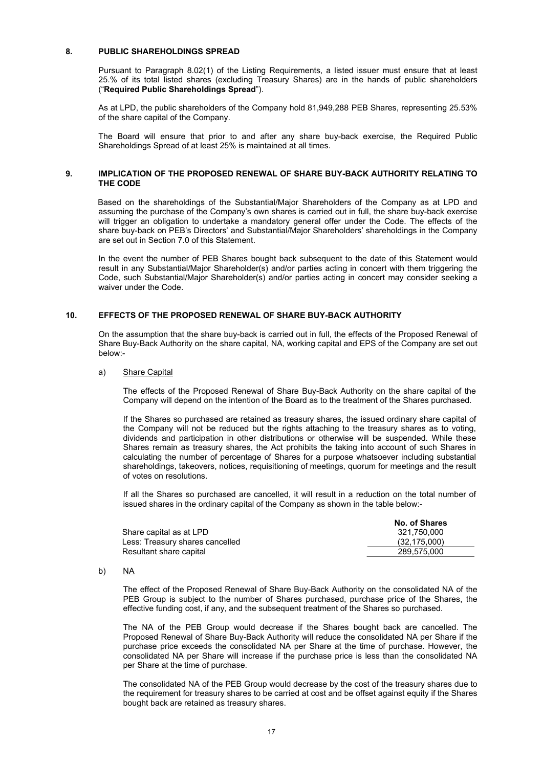## 8. PUBLIC SHAREHOLDINGS SPREAD

Pursuant to Paragraph 8.02(1) of the Listing Requirements, a listed issuer must ensure that at least 25.% of its total listed shares (excluding Treasury Shares) are in the hands of public shareholders ("**Required Public Shareholdings Spread**").

As at LPD, the public shareholders of the Company hold 81,949,288 PEB Shares, representing 25.53% of the share capital of the Company.

The Board will ensure that prior to and after any share buy-back exercise, the Required Public Shareholdings Spread of at least 25% is maintained at all times.

## 9. IMPLICATION OF THE PROPOSED RENEWAL OF SHARE BUY-BACK AUTHORITY RELATING TO THE CODE

Based on the shareholdings of the Substantial/Major Shareholders of the Company as at LPD and assuming the purchase of the Company's own shares is carried out in full, the share buy-back exercise will trigger an obligation to undertake a mandatory general offer under the Code. The effects of the share buy-back on PEB's Directors' and Substantial/Major Shareholders' shareholdings in the Company are set out in Section 7.0 of this Statement.

In the event the number of PEB Shares bought back subsequent to the date of this Statement would result in any Substantial/Major Shareholder(s) and/or parties acting in concert with them triggering the Code, such Substantial/Major Shareholder(s) and/or parties acting in concert may consider seeking a waiver under the Code.

## 10. EFFECTS OF THE PROPOSED RENEWAL OF SHARE BUY-BACK AUTHORITY

On the assumption that the share buy-back is carried out in full, the effects of the Proposed Renewal of Share Buy-Back Authority on the share capital, NA, working capital and EPS of the Company are set out below:-

a) Share Capital

The effects of the Proposed Renewal of Share Buy-Back Authority on the share capital of the Company will depend on the intention of the Board as to the treatment of the Shares purchased.

If the Shares so purchased are retained as treasury shares, the issued ordinary share capital of the Company will not be reduced but the rights attaching to the treasury shares as to voting, dividends and participation in other distributions or otherwise will be suspended. While these Shares remain as treasury shares, the Act prohibits the taking into account of such Shares in calculating the number of percentage of Shares for a purpose whatsoever including substantial shareholdings, takeovers, notices, requisitioning of meetings, quorum for meetings and the result of votes on resolutions.

If all the Shares so purchased are cancelled, it will result in a reduction on the total number of issued shares in the ordinary capital of the Company as shown in the table below:-

| | No. of Shares |
|---|---|
| Share capital as at LPD | 321,750,000 |
| Less: Treasury shares cancelled | (32,175,000) |
| Resultant share capital | 289,575,000 |

b) NA

The effect of the Proposed Renewal of Share Buy-Back Authority on the consolidated NA of the PEB Group is subject to the number of Shares purchased, purchase price of the Shares, the effective funding cost, if any, and the subsequent treatment of the Shares so purchased.

The NA of the PEB Group would decrease if the Shares bought back are cancelled. The Proposed Renewal of Share Buy-Back Authority will reduce the consolidated NA per Share if the purchase price exceeds the consolidated NA per Share at the time of purchase. However, the consolidated NA per Share will increase if the purchase price is less than the consolidated NA per Share at the time of purchase.

The consolidated NA of the PEB Group would decrease by the cost of the treasury shares due to the requirement for treasury shares to be carried at cost and be offset against equity if the Shares bought back are retained as treasury shares.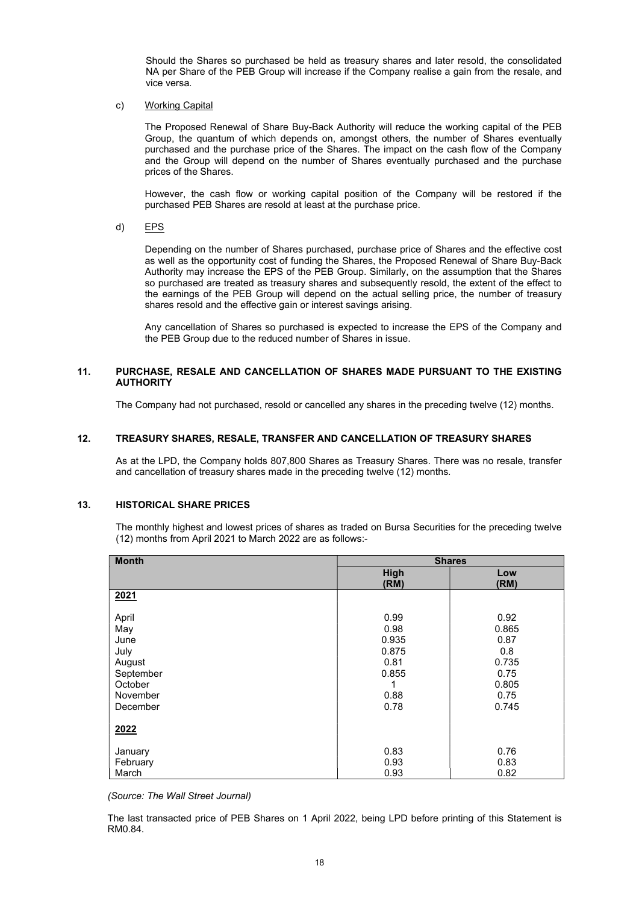Should the Shares so purchased be held as treasury shares and later resold, the consolidated NA per Share of the PEB Group will increase if the Company realise a gain from the resale, and vice versa.

c) Working Capital

The Proposed Renewal of Share Buy-Back Authority will reduce the working capital of the PEB Group, the quantum of which depends on, amongst others, the number of Shares eventually purchased and the purchase price of the Shares. The impact on the cash flow of the Company and the Group will depend on the number of Shares eventually purchased and the purchase prices of the Shares.

However, the cash flow or working capital position of the Company will be restored if the purchased PEB Shares are resold at least at the purchase price.

d) EPS

Depending on the number of Shares purchased, purchase price of Shares and the effective cost as well as the opportunity cost of funding the Shares, the Proposed Renewal of Share Buy-Back Authority may increase the EPS of the PEB Group. Similarly, on the assumption that the Shares so purchased are treated as treasury shares and subsequently resold, the extent of the effect to the earnings of the PEB Group will depend on the actual selling price, the number of treasury shares resold and the effective gain or interest savings arising.

Any cancellation of Shares so purchased is expected to increase the EPS of the Company and the PEB Group due to the reduced number of Shares in issue.

## 11. PURCHASE, RESALE AND CANCELLATION OF SHARES MADE PURSUANT TO THE EXISTING AUTHORITY

The Company had not purchased, resold or cancelled any shares in the preceding twelve (12) months.

## 12. TREASURY SHARES, RESALE, TRANSFER AND CANCELLATION OF TREASURY SHARES

As at the LPD, the Company holds 807,800 Shares as Treasury Shares. There was no resale, transfer and cancellation of treasury shares made in the preceding twelve (12) months.

## 13. HISTORICAL SHARE PRICES

The monthly highest and lowest prices of shares as traded on Bursa Securities for the preceding twelve (12) months from April 2021 to March 2022 are as follows:-

| Month | Shares | |
|---|---|---|
| | High (RM) | Low (RM) |
| **2021** | | |
| April | 0.99 | 0.92 |
| May | 0.98 | 0.865 |
| June | 0.935 | 0.87 |
| July | 0.875 | 0.8 |
| August | 0.81 | 0.735 |
| September | 0.855 | 0.75 |
| October | 1 | 0.805 |
| November | 0.88 | 0.75 |
| December | 0.78 | 0.745 |
| **2022** | | |
| January | 0.83 | 0.76 |
| February | 0.93 | 0.83 |
| March | 0.93 | 0.82 |

*(Source: The Wall Street Journal)*

The last transacted price of PEB Shares on 1 April 2022, being LPD before printing of this Statement is RM0.84.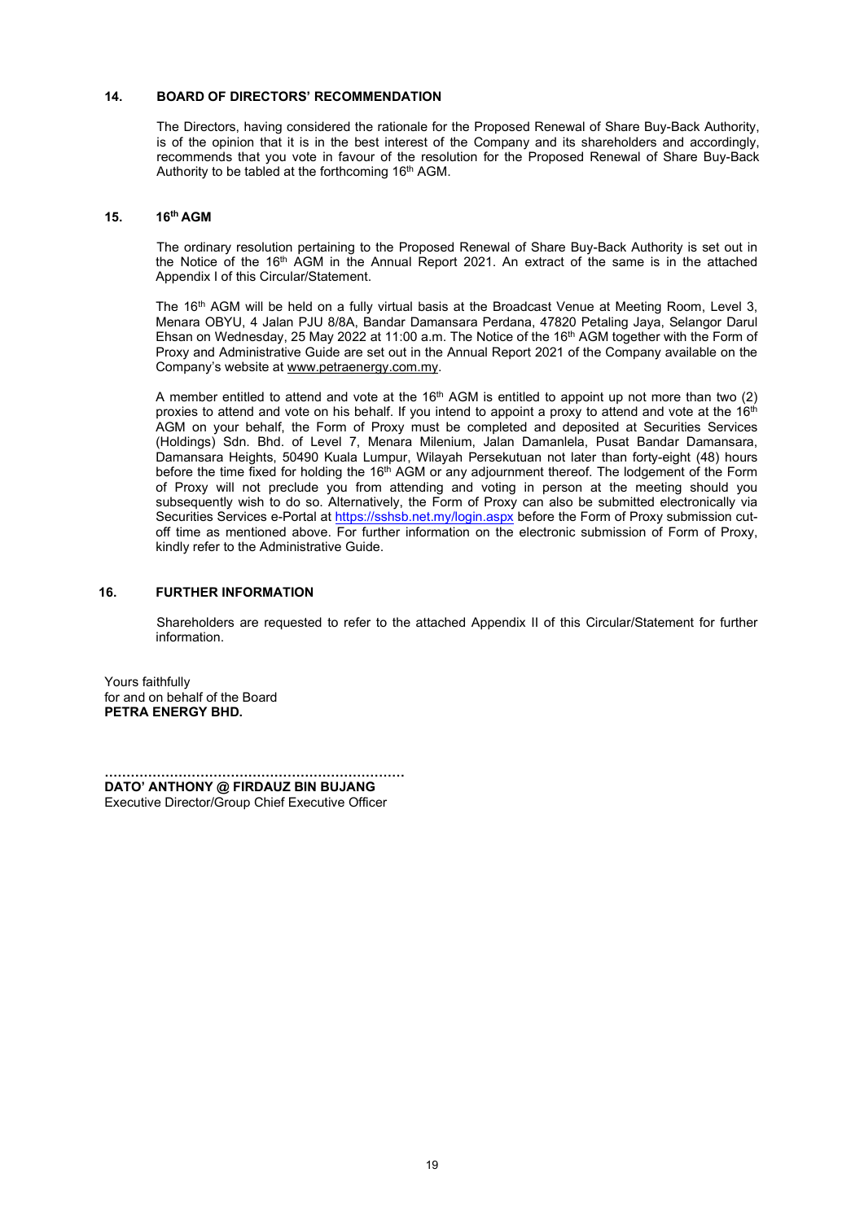## 14. BOARD OF DIRECTORS' RECOMMENDATION

The Directors, having considered the rationale for the Proposed Renewal of Share Buy-Back Authority, is of the opinion that it is in the best interest of the Company and its shareholders and accordingly, recommends that you vote in favour of the resolution for the Proposed Renewal of Share Buy-Back Authority to be tabled at the forthcoming 16th AGM.

## 15. 16th AGM

The ordinary resolution pertaining to the Proposed Renewal of Share Buy-Back Authority is set out in the Notice of the 16th AGM in the Annual Report 2021. An extract of the same is in the attached Appendix I of this Circular/Statement.

The 16th AGM will be held on a fully virtual basis at the Broadcast Venue at Meeting Room, Level 3, Menara OBYU, 4 Jalan PJU 8/8A, Bandar Damansara Perdana, 47820 Petaling Jaya, Selangor Darul Ehsan on Wednesday, 25 May 2022 at 11:00 a.m. The Notice of the 16th AGM together with the Form of Proxy and Administrative Guide are set out in the Annual Report 2021 of the Company available on the Company's website at www.petraenergy.com.my.

A member entitled to attend and vote at the 16th AGM is entitled to appoint up not more than two (2) proxies to attend and vote on his behalf. If you intend to appoint a proxy to attend and vote at the 16th AGM on your behalf, the Form of Proxy must be completed and deposited at Securities Services (Holdings) Sdn. Bhd. of Level 7, Menara Milenium, Jalan Damanlela, Pusat Bandar Damansara, Damansara Heights, 50490 Kuala Lumpur, Wilayah Persekutuan not later than forty-eight (48) hours before the time fixed for holding the 16th AGM or any adjournment thereof. The lodgement of the Form of Proxy will not preclude you from attending and voting in person at the meeting should you subsequently wish to do so. Alternatively, the Form of Proxy can also be submitted electronically via Securities Services e-Portal at https://sshsb.net.my/login.aspx before the Form of Proxy submission cut-off time as mentioned above. For further information on the electronic submission of Form of Proxy, kindly refer to the Administrative Guide.

## 16. FURTHER INFORMATION

Shareholders are requested to refer to the attached Appendix II of this Circular/Statement for further information.

Yours faithfully
for and on behalf of the Board
**PETRA ENERGY BHD.**

……………………………………………………………
**DATO' ANTHONY @ FIRDAUZ BIN BUJANG**
Executive Director/Group Chief Executive Officer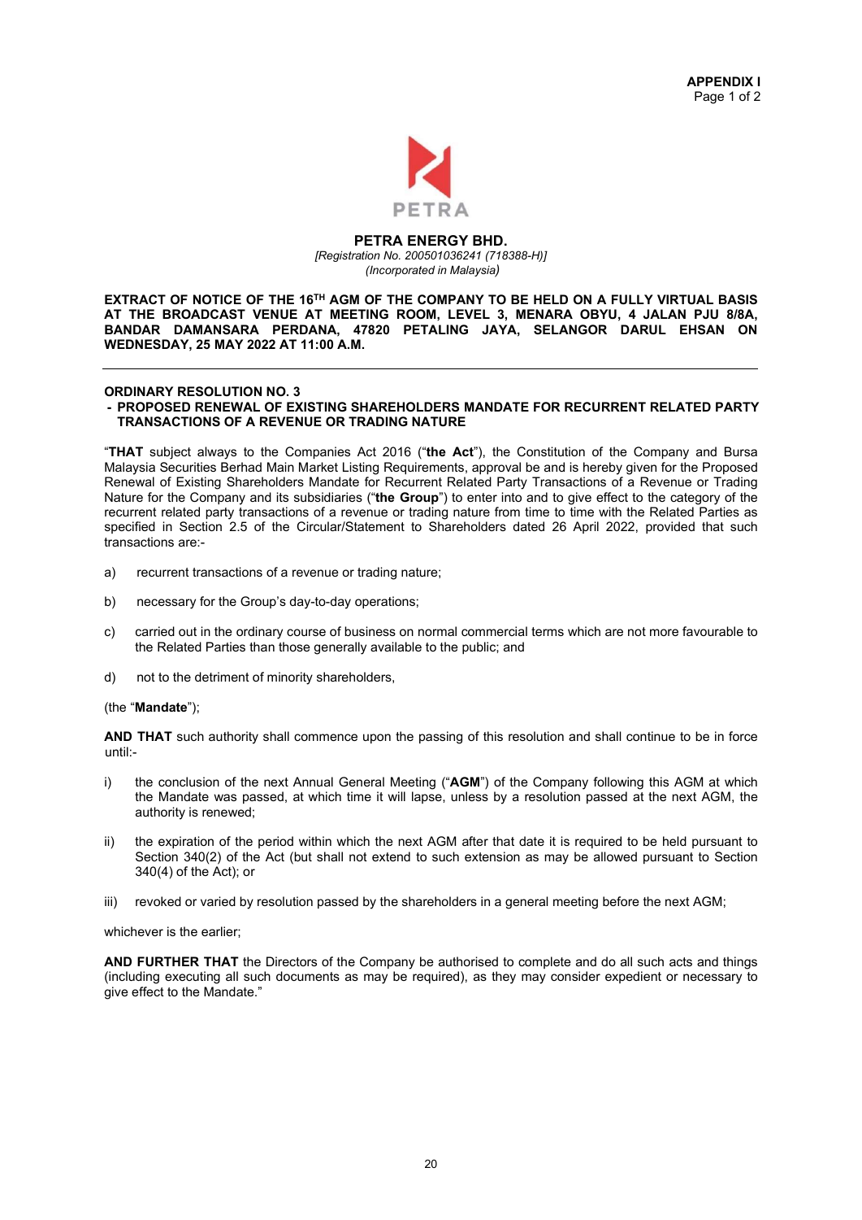**APPENDIX I**
Page 1 of 2

**PETRA ENERGY BHD.**
*[Registration No. 200501036241 (718388-H)]*
*(Incorporated in Malaysia)*

**EXTRACT OF NOTICE OF THE 16TH AGM OF THE COMPANY TO BE HELD ON A FULLY VIRTUAL BASIS AT THE BROADCAST VENUE AT MEETING ROOM, LEVEL 3, MENARA OBYU, 4 JALAN PJU 8/8A, BANDAR DAMANSARA PERDANA, 47820 PETALING JAYA, SELANGOR DARUL EHSAN ON WEDNESDAY, 25 MAY 2022 AT 11:00 A.M.**

---

**ORDINARY RESOLUTION NO. 3**
**- PROPOSED RENEWAL OF EXISTING SHAREHOLDERS MANDATE FOR RECURRENT RELATED PARTY TRANSACTIONS OF A REVENUE OR TRADING NATURE**

"**THAT** subject always to the Companies Act 2016 ("**the Act**"), the Constitution of the Company and Bursa Malaysia Securities Berhad Main Market Listing Requirements, approval be and is hereby given for the Proposed Renewal of Existing Shareholders Mandate for Recurrent Related Party Transactions of a Revenue or Trading Nature for the Company and its subsidiaries ("**the Group**") to enter into and to give effect to the category of the recurrent related party transactions of a revenue or trading nature from time to time with the Related Parties as specified in Section 2.5 of the Circular/Statement to Shareholders dated 26 April 2022, provided that such transactions are:-

a) recurrent transactions of a revenue or trading nature;

b) necessary for the Group's day-to-day operations;

c) carried out in the ordinary course of business on normal commercial terms which are not more favourable to the Related Parties than those generally available to the public; and

d) not to the detriment of minority shareholders,

(the "**Mandate**");

**AND THAT** such authority shall commence upon the passing of this resolution and shall continue to be in force until:-

i) the conclusion of the next Annual General Meeting ("**AGM**") of the Company following this AGM at which the Mandate was passed, at which time it will lapse, unless by a resolution passed at the next AGM, the authority is renewed;

ii) the expiration of the period within which the next AGM after that date it is required to be held pursuant to Section 340(2) of the Act (but shall not extend to such extension as may be allowed pursuant to Section 340(4) of the Act); or

iii) revoked or varied by resolution passed by the shareholders in a general meeting before the next AGM;

whichever is the earlier;

**AND FURTHER THAT** the Directors of the Company be authorised to complete and do all such acts and things (including executing all such documents as may be required), as they may consider expedient or necessary to give effect to the Mandate."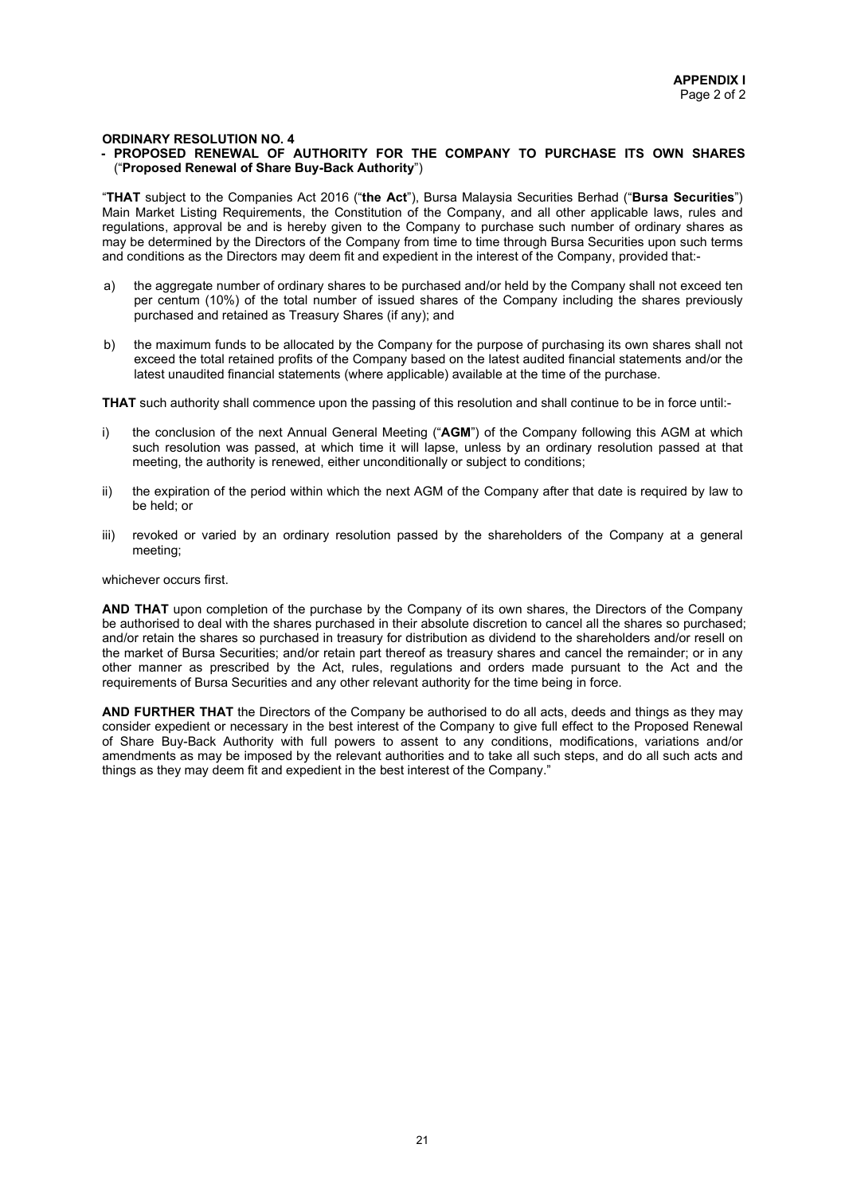**APPENDIX I**

**ORDINARY RESOLUTION NO. 4**
**- PROPOSED RENEWAL OF AUTHORITY FOR THE COMPANY TO PURCHASE ITS OWN SHARES ("Proposed Renewal of Share Buy-Back Authority")**

"**THAT** subject to the Companies Act 2016 ("**the Act**"), Bursa Malaysia Securities Berhad ("**Bursa Securities**") Main Market Listing Requirements, the Constitution of the Company, and all other applicable laws, rules and regulations, approval be and is hereby given to the Company to purchase such number of ordinary shares as may be determined by the Directors of the Company from time to time through Bursa Securities upon such terms and conditions as the Directors may deem fit and expedient in the interest of the Company, provided that:-

a) the aggregate number of ordinary shares to be purchased and/or held by the Company shall not exceed ten per centum (10%) of the total number of issued shares of the Company including the shares previously purchased and retained as Treasury Shares (if any); and

b) the maximum funds to be allocated by the Company for the purpose of purchasing its own shares shall not exceed the total retained profits of the Company based on the latest audited financial statements and/or the latest unaudited financial statements (where applicable) available at the time of the purchase.

**THAT** such authority shall commence upon the passing of this resolution and shall continue to be in force until:-

i) the conclusion of the next Annual General Meeting ("**AGM**") of the Company following this AGM at which such resolution was passed, at which time it will lapse, unless by an ordinary resolution passed at that meeting, the authority is renewed, either unconditionally or subject to conditions;

ii) the expiration of the period within which the next AGM of the Company after that date is required by law to be held; or

iii) revoked or varied by an ordinary resolution passed by the shareholders of the Company at a general meeting;

whichever occurs first.

**AND THAT** upon completion of the purchase by the Company of its own shares, the Directors of the Company be authorised to deal with the shares purchased in their absolute discretion to cancel all the shares so purchased; and/or retain the shares so purchased in treasury for distribution as dividend to the shareholders and/or resell on the market of Bursa Securities; and/or retain part thereof as treasury shares and cancel the remainder; or in any other manner as prescribed by the Act, rules, regulations and orders made pursuant to the Act and the requirements of Bursa Securities and any other relevant authority for the time being in force.

**AND FURTHER THAT** the Directors of the Company be authorised to do all acts, deeds and things as they may consider expedient or necessary in the best interest of the Company to give full effect to the Proposed Renewal of Share Buy-Back Authority with full powers to assent to any conditions, modifications, variations and/or amendments as may be imposed by the relevant authorities and to take all such steps, and do all such acts and things as they may deem fit and expedient in the best interest of the Company."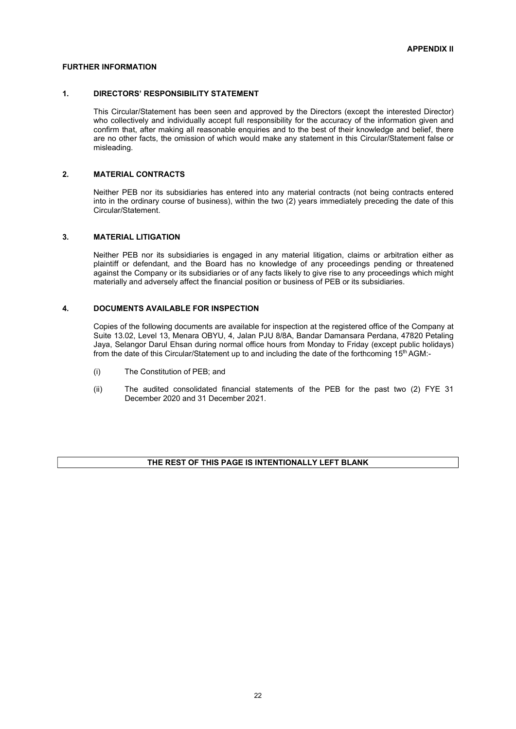**APPENDIX II**

## FURTHER INFORMATION

### 1. DIRECTORS' RESPONSIBILITY STATEMENT

This Circular/Statement has been seen and approved by the Directors (except the interested Director) who collectively and individually accept full responsibility for the accuracy of the information given and confirm that, after making all reasonable enquiries and to the best of their knowledge and belief, there are no other facts, the omission of which would make any statement in this Circular/Statement false or misleading.

### 2. MATERIAL CONTRACTS

Neither PEB nor its subsidiaries has entered into any material contracts (not being contracts entered into in the ordinary course of business), within the two (2) years immediately preceding the date of this Circular/Statement.

### 3. MATERIAL LITIGATION

Neither PEB nor its subsidiaries is engaged in any material litigation, claims or arbitration either as plaintiff or defendant, and the Board has no knowledge of any proceedings pending or threatened against the Company or its subsidiaries or of any facts likely to give rise to any proceedings which might materially and adversely affect the financial position or business of PEB or its subsidiaries.

### 4. DOCUMENTS AVAILABLE FOR INSPECTION

Copies of the following documents are available for inspection at the registered office of the Company at Suite 13.02, Level 13, Menara OBYU, 4, Jalan PJU 8/8A, Bandar Damansara Perdana, 47820 Petaling Jaya, Selangor Darul Ehsan during normal office hours from Monday to Friday (except public holidays) from the date of this Circular/Statement up to and including the date of the forthcoming 15th AGM:-

(i) The Constitution of PEB; and

(ii) The audited consolidated financial statements of the PEB for the past two (2) FYE 31 December 2020 and 31 December 2021.

**THE REST OF THIS PAGE IS INTENTIONALLY LEFT BLANK**